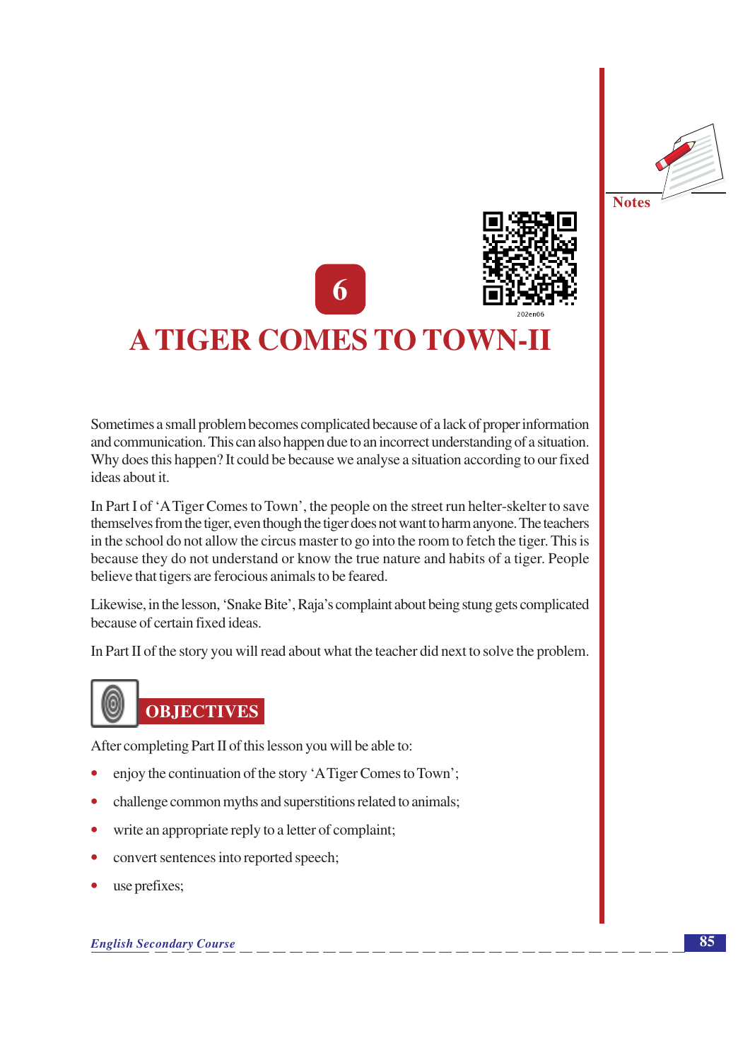# 6

# A TIGER COMES TO TOWN-II

Sometimes a small problem becomes complicated because of a lack of proper information and communication. This can also happen due to an incorrect understanding of a situation. Why does this happen? It could be because we analyse a situation according to our fixed ideas about it.

In Part I of 'A Tiger Comes to Town', the people on the street run helter-skelter to save themselves from the tiger, even though the tiger does not want to harm anyone. The teachers in the school do not allow the circus master to go into the room to fetch the tiger. This is because they do not understand or know the true nature and habits of a tiger. People believe that tigers are ferocious animals to be feared.

Likewise, in the lesson, 'Snake Bite', Raja's complaint about being stung gets complicated because of certain fixed ideas.

In Part II of the story you will read about what the teacher did next to solve the problem.

## OBJECTIVES

After completing Part II of this lesson you will be able to:

- enjoy the continuation of the story 'A Tiger Comes to Town';
- challenge common myths and superstitions related to animals;
- write an appropriate reply to a letter of complaint;
- convert sentences into reported speech;
- use prefixes;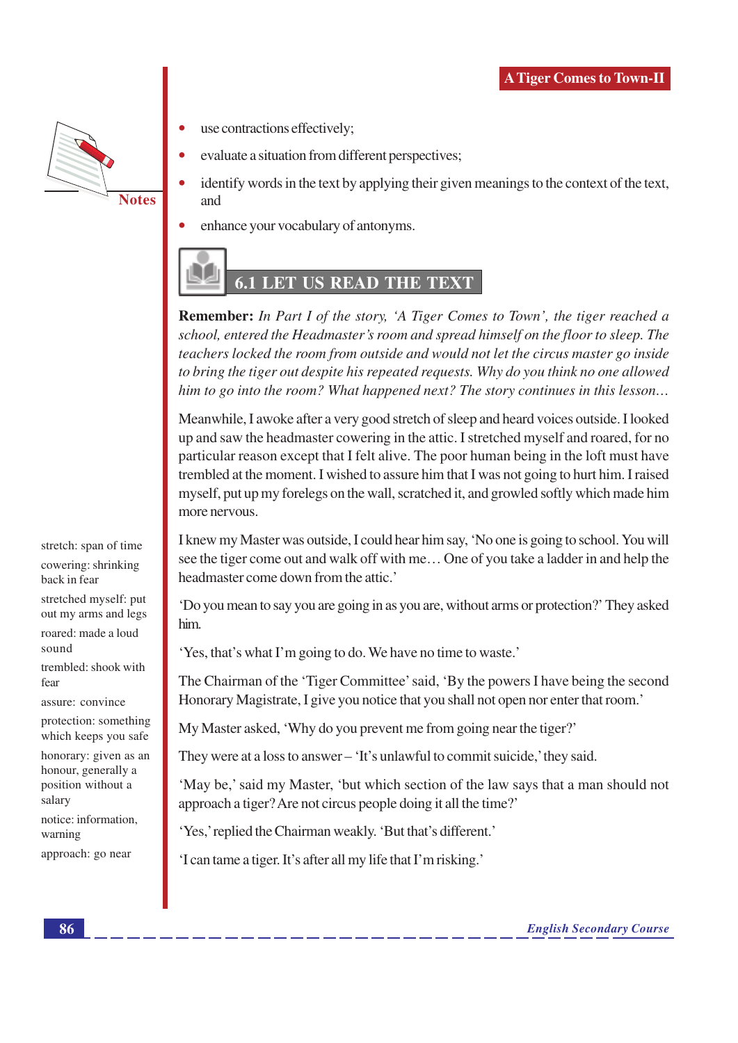- use contractions effectively;
- evaluate a situation from different perspectives;
- identify words in the text by applying their given meanings to the context of the text, and
- enhance your vocabulary of antonyms.

## 6.1 LET US READ THE TEXT

**Remember:** *In Part I of the story, 'A Tiger Comes to Town', the tiger reached a school, entered the Headmaster's room and spread himself on the floor to sleep. The teachers locked the room from outside and would not let the circus master go inside to bring the tiger out despite his repeated requests. Why do you think no one allowed him to go into the room? What happened next? The story continues in this lesson...*

Meanwhile, I awoke after a very good stretch of sleep and heard voices outside. I looked up and saw the headmaster cowering in the attic. I stretched myself and roared, for no particular reason except that I felt alive. The poor human being in the loft must have trembled at the moment. I wished to assure him that I was not going to hurt him. I raised myself, put up my forelegs on the wall, scratched it, and growled softly which made him more nervous.

I knew my Master was outside, I could hear him say, 'No one is going to school. You will see the tiger come out and walk off with me... One of you take a ladder in and help the headmaster come down from the attic.'

'Do you mean to say you are going in as you are, without arms or protection?' They asked him.

'Yes, that's what I'm going to do. We have no time to waste.'

The Chairman of the 'Tiger Committee' said, 'By the powers I have being the second Honorary Magistrate, I give you notice that you shall not open nor enter that room.'

My Master asked, 'Why do you prevent me from going near the tiger?'

They were at a loss to answer – 'It's unlawful to commit suicide,' they said.

'May be,' said my Master, 'but which section of the law says that a man should not approach a tiger? Are not circus people doing it all the time?'

'Yes,' replied the Chairman weakly. 'But that's different.'

'I can tame a tiger. It's after all my life that I'm risking.'

---

stretch: span of time

cowering: shrinking back in fear

stretched myself: put out my arms and legs

roared: made a loud sound

trembled: shook with fear

assure: convince

protection: something which keeps you safe

honorary: given as an honour, generally a position without a salary

notice: information, warning

approach: go near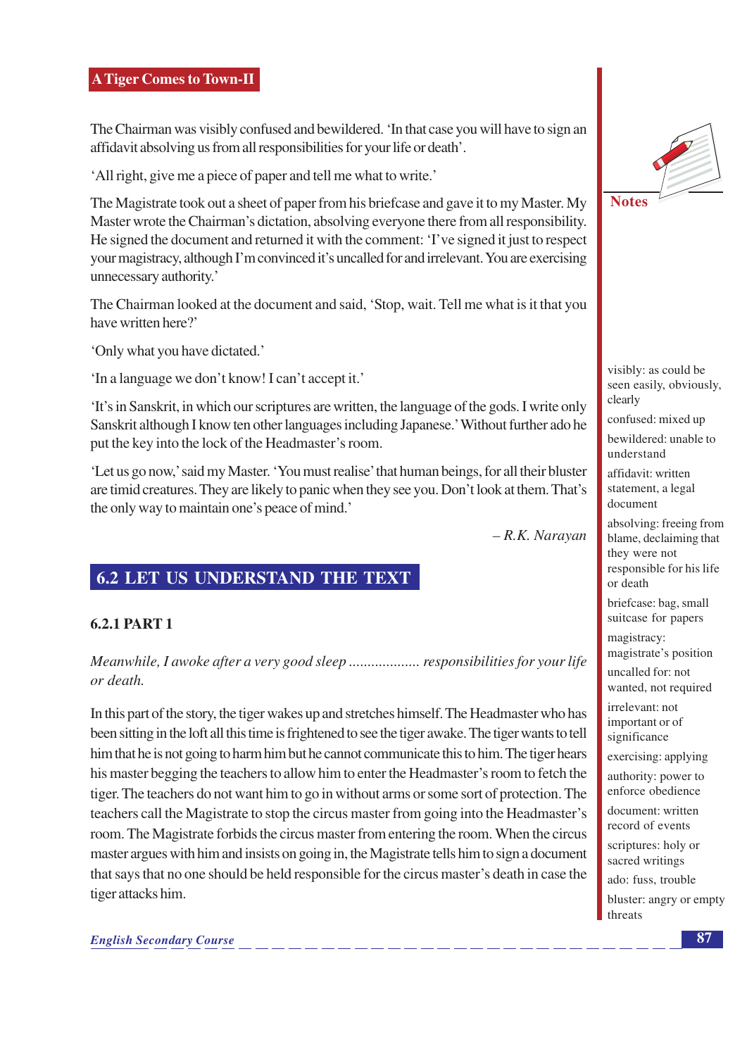## A Tiger Comes to Town-II

The Chairman was visibly confused and bewildered. 'In that case you will have to sign an affidavit absolving us from all responsibilities for your life or death'.

'All right, give me a piece of paper and tell me what to write.'

The Magistrate took out a sheet of paper from his briefcase and gave it to my Master. My Master wrote the Chairman's dictation, absolving everyone there from all responsibility. He signed the document and returned it with the comment: 'I've signed it just to respect your magistracy, although I'm convinced it's uncalled for and irrelevant. You are exercising unnecessary authority.'

The Chairman looked at the document and said, 'Stop, wait. Tell me what is it that you have written here?'

'Only what you have dictated.'

'In a language we don't know! I can't accept it.'

'It's in Sanskrit, in which our scriptures are written, the language of the gods. I write only Sanskrit although I know ten other languages including Japanese.' Without further ado he put the key into the lock of the Headmaster's room.

'Let us go now,' said my Master. 'You must realise' that human beings, for all their bluster are timid creatures. They are likely to panic when they see you. Don't look at them. That's the only way to maintain one's peace of mind.'

– *R.K. Narayan*

## 6.2 LET US UNDERSTAND THE TEXT

### 6.2.1 PART 1

*Meanwhile, I awoke after a very good sleep .................. responsibilities for your life or death.*

In this part of the story, the tiger wakes up and stretches himself. The Headmaster who has been sitting in the loft all this time is frightened to see the tiger awake. The tiger wants to tell him that he is not going to harm him but he cannot communicate this to him. The tiger hears his master begging the teachers to allow him to enter the Headmaster's room to fetch the tiger. The teachers do not want him to go in without arms or some sort of protection. The teachers call the Magistrate to stop the circus master from going into the Headmaster's room. The Magistrate forbids the circus master from entering the room. When the circus master argues with him and insists on going in, the Magistrate tells him to sign a document that says that no one should be held responsible for the circus master's death in case the tiger attacks him.

**Notes**

visibly: as could be seen easily, obviously, clearly

confused: mixed up

bewildered: unable to understand

affidavit: written statement, a legal document

absolving: freeing from blame, declaiming that they were not responsible for his life or death

briefcase: bag, small suitcase for papers

magistracy: magistrate's position

uncalled for: not wanted, not required

irrelevant: not important or of significance

exercising: applying

authority: power to enforce obedience

document: written record of events

scriptures: holy or sacred writings

ado: fuss, trouble

bluster: angry or empty threats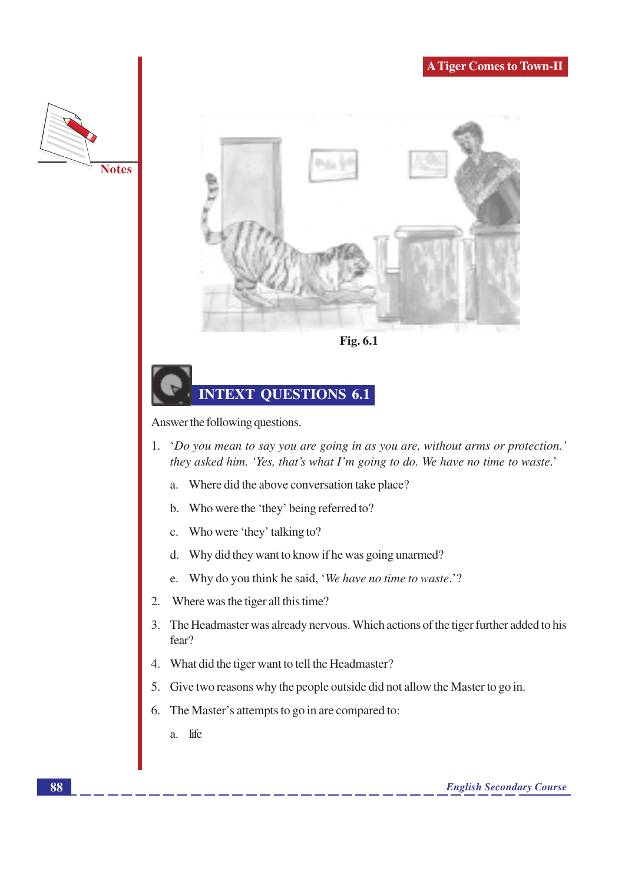Fig. 6.1

## INTEXT QUESTIONS 6.1

Answer the following questions.

1. *'Do you mean to say you are going in as you are, without arms or protection.' they asked him. 'Yes, that's what I'm going to do. We have no time to waste.'*

   a. Where did the above conversation take place?

   b. Who were the 'they' being referred to?

   c. Who were 'they' talking to?

   d. Why did they want to know if he was going unarmed?

   e. Why do you think he said, '*We have no time to waste*.'?

2. Where was the tiger all this time?

3. The Headmaster was already nervous. Which actions of the tiger further added to his fear?

4. What did the tiger want to tell the Headmaster?

5. Give two reasons why the people outside did not allow the Master to go in.

6. The Master's attempts to go in are compared to:

   a. life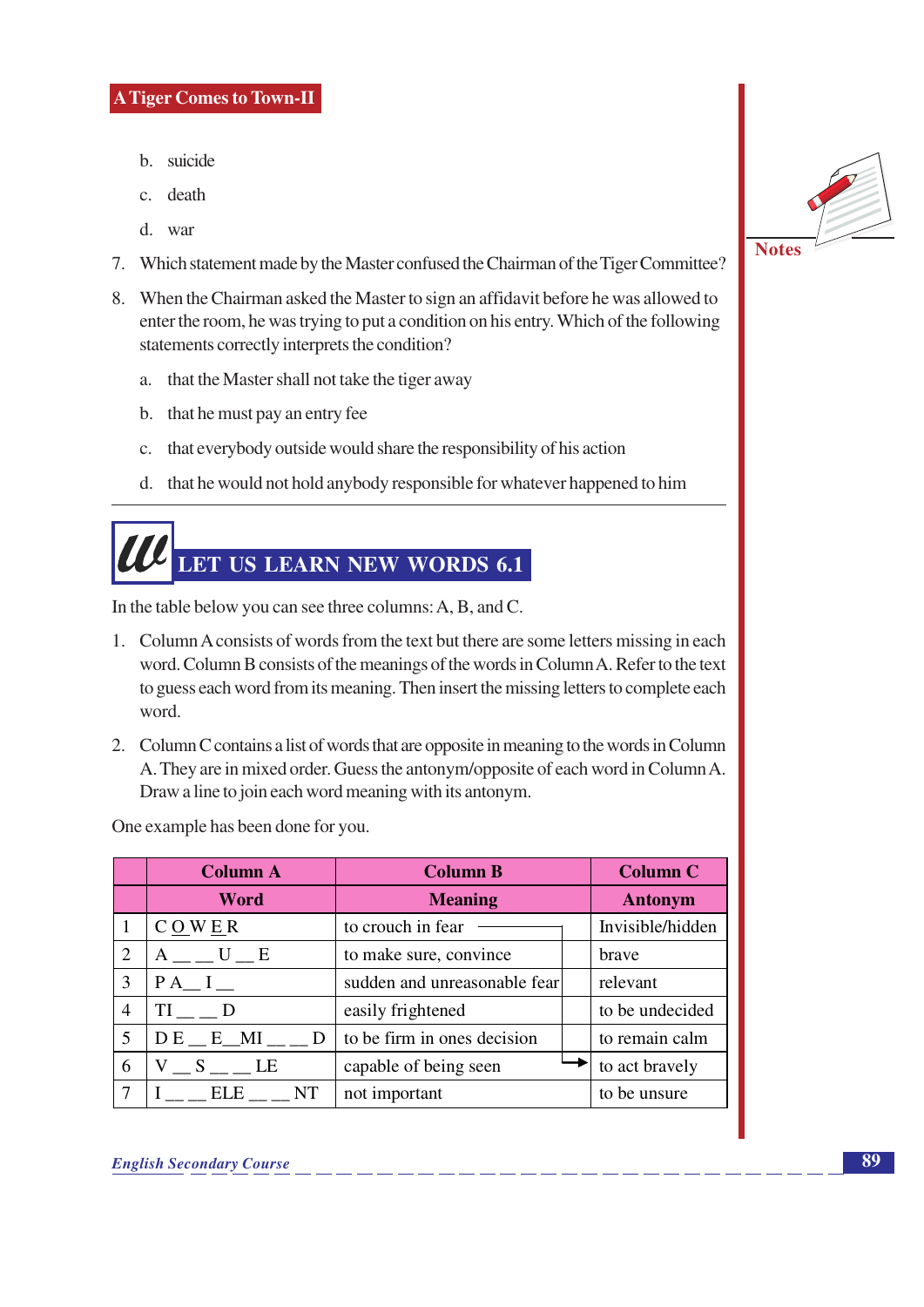b. suicide

c. death

d. war

7. Which statement made by the Master confused the Chairman of the Tiger Committee?

8. When the Chairman asked the Master to sign an affidavit before he was allowed to enter the room, he was trying to put a condition on his entry. Which of the following statements correctly interprets the condition?

   a. that the Master shall not take the tiger away

   b. that he must pay an entry fee

   c. that everybody outside would share the responsibility of his action

   d. that he would not hold anybody responsible for whatever happened to him

## LET US LEARN NEW WORDS 6.1

In the table below you can see three columns: A, B, and C.

1. Column A consists of words from the text but there are some letters missing in each word. Column B consists of the meanings of the words in Column A. Refer to the text to guess each word from its meaning. Then insert the missing letters to complete each word.

2. Column C contains a list of words that are opposite in meaning to the words in Column A. They are in mixed order. Guess the antonym/opposite of each word in Column A. Draw a line to join each word meaning with its antonym.

One example has been done for you.

| | Column A | Column B | Column C |
|---|---|---|---|
| | **Word** | **Meaning** | **Antonym** |
| 1 | C O W E R | to crouch in fear | Invisible/hidden |
| 2 | A __ __ U __ E | to make sure, convince | brave |
| 3 | P A__ I __ | sudden and unreasonable fear | relevant |
| 4 | TI __ __ D | easily frightened | to be undecided |
| 5 | D E __ E__MI __ __ D | to be firm in ones decision | to remain calm |
| 6 | V __ S __ __ LE | capable of being seen | to act bravely |
| 7 | I __ __ ELE __ __ NT | not important | to be unsure |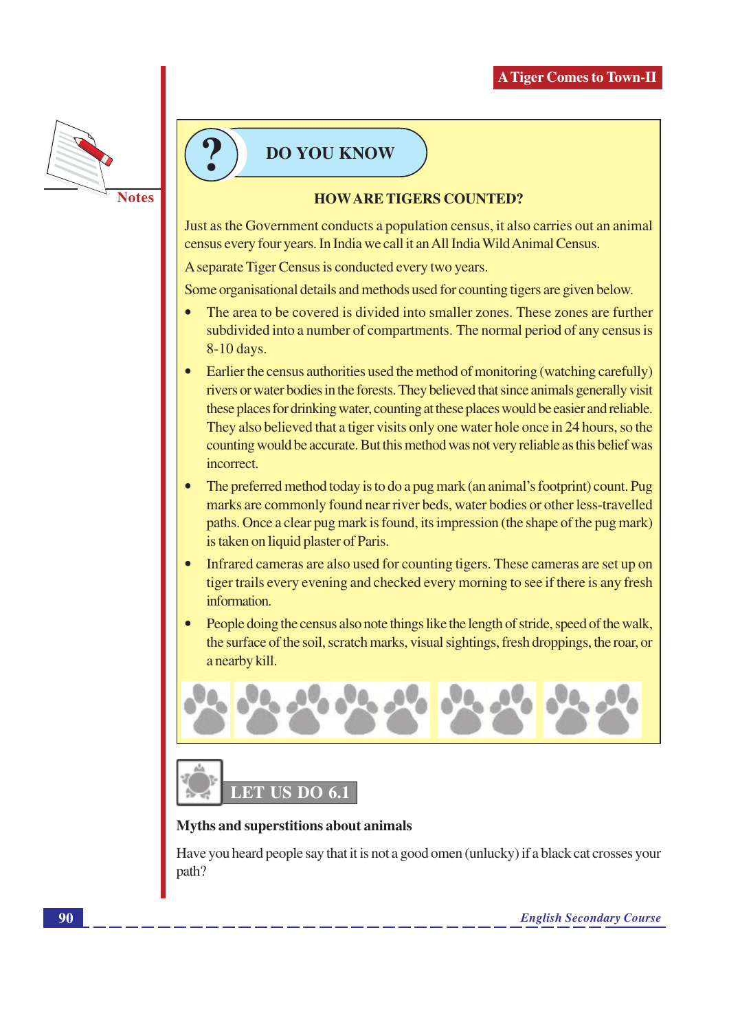## DO YOU KNOW

### HOW ARE TIGERS COUNTED?

Just as the Government conducts a population census, it also carries out an animal census every four years. In India we call it an All India Wild Animal Census.

A separate Tiger Census is conducted every two years.

Some organisational details and methods used for counting tigers are given below.

- The area to be covered is divided into smaller zones. These zones are further subdivided into a number of compartments. The normal period of any census is 8-10 days.
- Earlier the census authorities used the method of monitoring (watching carefully) rivers or water bodies in the forests. They believed that since animals generally visit these places for drinking water, counting at these places would be easier and reliable. They also believed that a tiger visits only one water hole once in 24 hours, so the counting would be accurate. But this method was not very reliable as this belief was incorrect.
- The preferred method today is to do a pug mark (an animal's footprint) count. Pug marks are commonly found near river beds, water bodies or other less-travelled paths. Once a clear pug mark is found, its impression (the shape of the pug mark) is taken on liquid plaster of Paris.
- Infrared cameras are also used for counting tigers. These cameras are set up on tiger trails every evening and checked every morning to see if there is any fresh information.
- People doing the census also note things like the length of stride, speed of the walk, the surface of the soil, scratch marks, visual sightings, fresh droppings, the roar, or a nearby kill.

## LET US DO 6.1

**Myths and superstitions about animals**

Have you heard people say that it is not a good omen (unlucky) if a black cat crosses your path?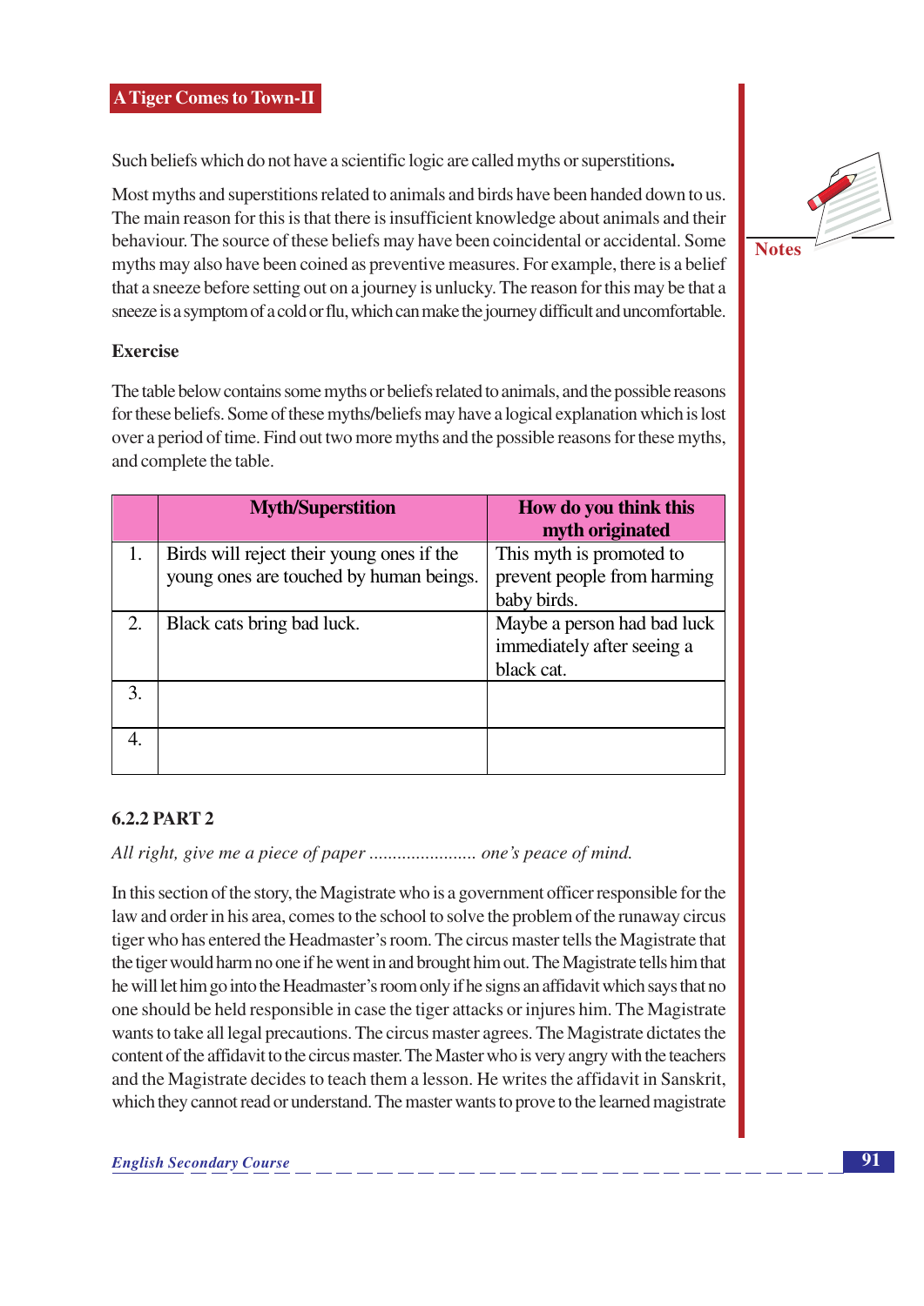Such beliefs which do not have a scientific logic are called myths or superstitions**.**

Most myths and superstitions related to animals and birds have been handed down to us. The main reason for this is that there is insufficient knowledge about animals and their behaviour. The source of these beliefs may have been coincidental or accidental. Some myths may also have been coined as preventive measures. For example, there is a belief that a sneeze before setting out on a journey is unlucky. The reason for this may be that a sneeze is a symptom of a cold or flu, which can make the journey difficult and uncomfortable.

**Exercise**

The table below contains some myths or beliefs related to animals, and the possible reasons for these beliefs. Some of these myths/beliefs may have a logical explanation which is lost over a period of time. Find out two more myths and the possible reasons for these myths, and complete the table.

| | Myth/Superstition | How do you think this myth originated |
|---|---|---|
| 1. | Birds will reject their young ones if the young ones are touched by human beings. | This myth is promoted to prevent people from harming baby birds. |
| 2. | Black cats bring bad luck. | Maybe a person had bad luck immediately after seeing a black cat. |
| 3. | | |
| 4. | | |

### 6.2.2 PART 2

*All right, give me a piece of paper ....................... one's peace of mind.*

In this section of the story, the Magistrate who is a government officer responsible for the law and order in his area, comes to the school to solve the problem of the runaway circus tiger who has entered the Headmaster's room. The circus master tells the Magistrate that the tiger would harm no one if he went in and brought him out. The Magistrate tells him that he will let him go into the Headmaster's room only if he signs an affidavit which says that no one should be held responsible in case the tiger attacks or injures him. The Magistrate wants to take all legal precautions. The circus master agrees. The Magistrate dictates the content of the affidavit to the circus master. The Master who is very angry with the teachers and the Magistrate decides to teach them a lesson. He writes the affidavit in Sanskrit, which they cannot read or understand. The master wants to prove to the learned magistrate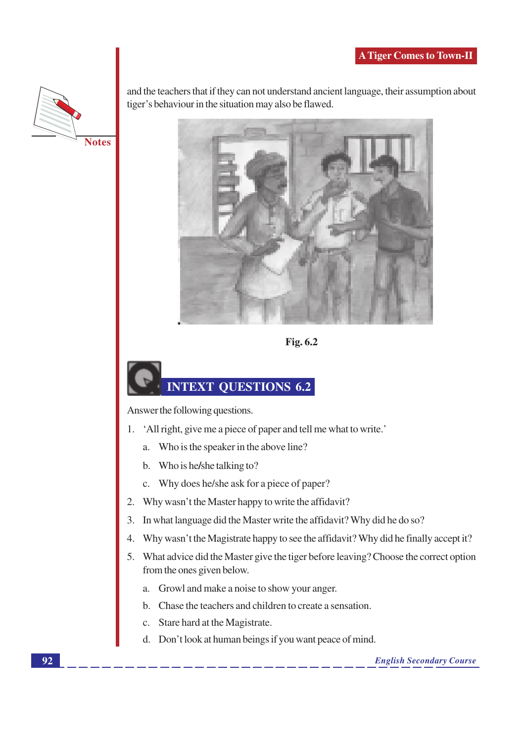and the teachers that if they can not understand ancient language, their assumption about tiger's behaviour in the situation may also be flawed.

Fig. 6.2

## INTEXT QUESTIONS 6.2

Answer the following questions.

1. 'All right, give me a piece of paper and tell me what to write.'
   a. Who is the speaker in the above line?
   b. Who is he/she talking to?
   c. Why does he/she ask for a piece of paper?
2. Why wasn't the Master happy to write the affidavit?
3. In what language did the Master write the affidavit? Why did he do so?
4. Why wasn't the Magistrate happy to see the affidavit? Why did he finally accept it?
5. What advice did the Master give the tiger before leaving? Choose the correct option from the ones given below.
   a. Growl and make a noise to show your anger.
   b. Chase the teachers and children to create a sensation.
   c. Stare hard at the Magistrate.
   d. Don't look at human beings if you want peace of mind.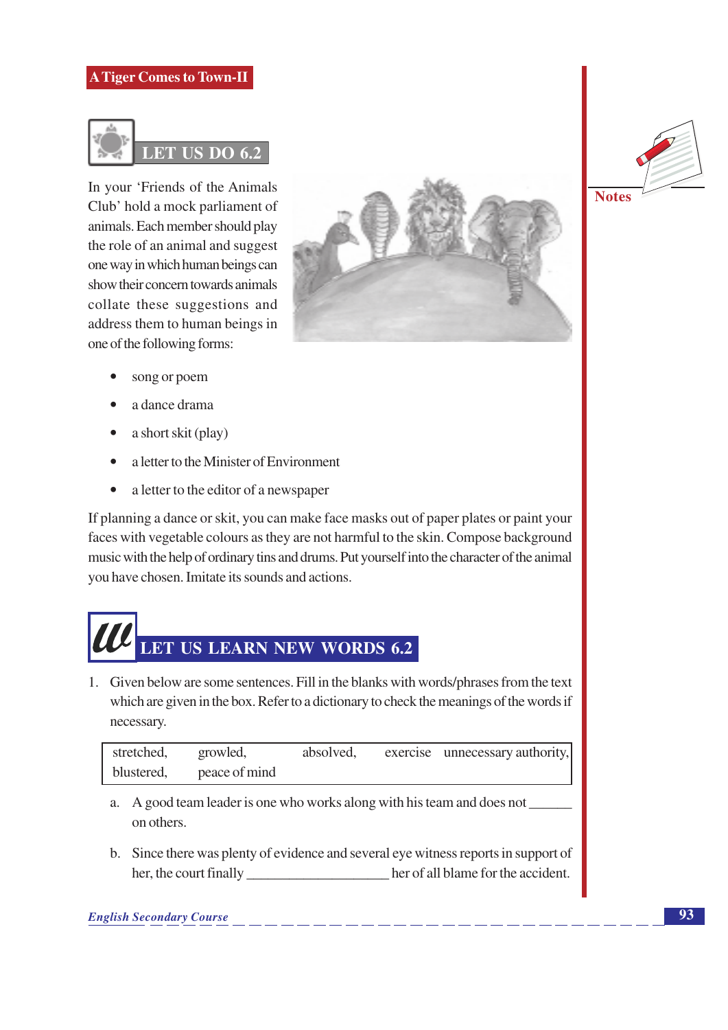## LET US DO 6.2

In your 'Friends of the Animals Club' hold a mock parliament of animals. Each member should play the role of an animal and suggest one way in which human beings can show their concern towards animals collate these suggestions and address them to human beings in one of the following forms:

- song or poem
- a dance drama
- a short skit (play)
- a letter to the Minister of Environment
- a letter to the editor of a newspaper

If planning a dance or skit, you can make face masks out of paper plates or paint your faces with vegetable colours as they are not harmful to the skin. Compose background music with the help of ordinary tins and drums. Put yourself into the character of the animal you have chosen. Imitate its sounds and actions.

## LET US LEARN NEW WORDS 6.2

1. Given below are some sentences. Fill in the blanks with words/phrases from the text which are given in the box. Refer to a dictionary to check the meanings of the words if necessary.

| stretched, | growled, | absolved, | exercise | unnecessary authority, |
|---|---|---|---|---|
| blustered, | peace of mind | | | |

   a. A good team leader is one who works along with his team and does not ______ on others.

   b. Since there was plenty of evidence and several eye witness reports in support of her, the court finally ____________________ her of all blame for the accident.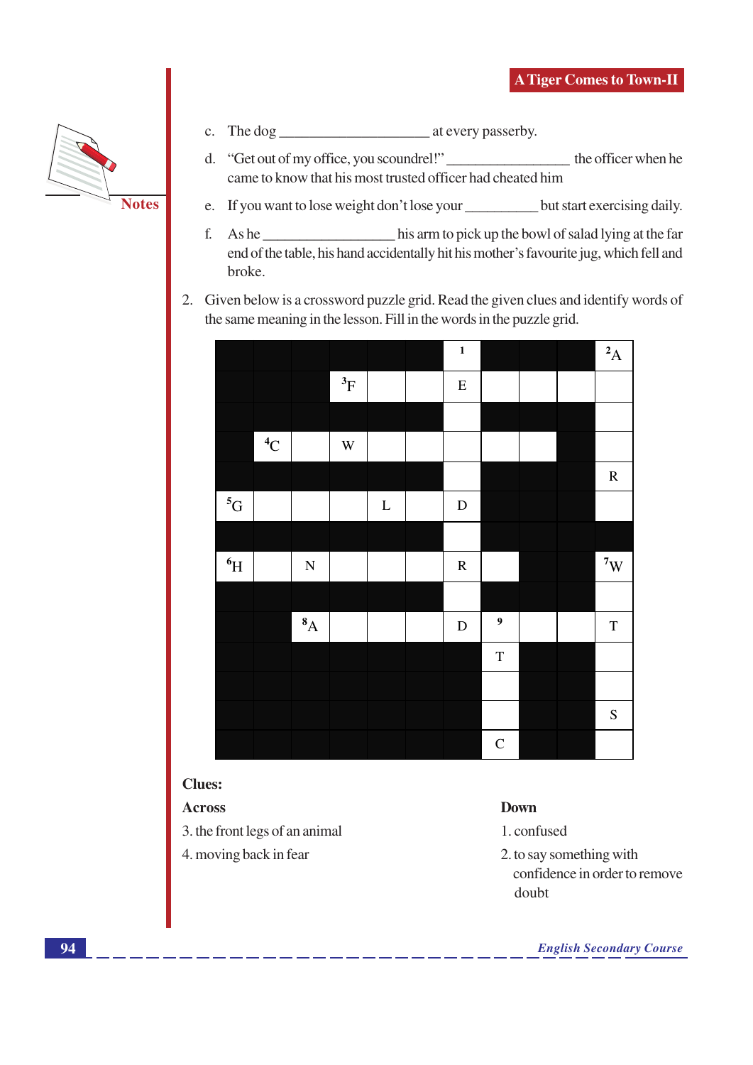c. The dog ____________________ at every passerby.

d. "Get out of my office, you scoundrel!" ________________ the officer when he came to know that his most trusted officer had cheated him

e. If you want to lose weight don't lose your __________ but start exercising daily.

f. As he _________________ his arm to pick up the bowl of salad lying at the far end of the table, his hand accidentally hit his mother's favourite jug, which fell and broke.

2. Given below is a crossword puzzle grid. Read the given clues and identify words of the same meaning in the lesson. Fill in the words in the puzzle grid.

| | | | | | | 1 | | | | 2 A |
|---|---|---|---|---|---|---|---|---|---|---|
| | | | 3 F | | | E | | | | |
| | | | | | | | | | | |
| | 4 C | | W | | | | | | | |
| | | | | | | | | | | R |
| 5 G | | | | L | | D | | | | |
| | | | | | | | | | | |
| 6 H | | N | | | | R | | | | 7 W |
| | | | | | | | | | | |
| | | 8 A | | | | D | 9 | | | T |
| | | | | | | | T | | | |
| | | | | | | | | | | |
| | | | | | | | | | | S |
| | | | | | | | C | | | |

**Clues:**

**Across**

3. the front legs of an animal
4. moving back in fear

**Down**

1. confused
2. to say something with confidence in order to remove doubt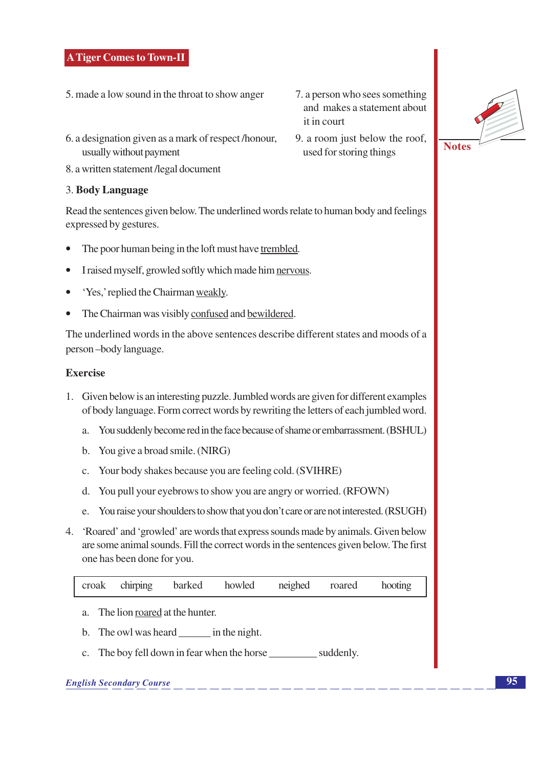5. made a low sound in the throat to show anger

6. a designation given as a mark of respect /honour, usually without payment

7. a person who sees something and makes a statement about it in court

8. a written statement /legal document

9. a room just below the roof, used for storing things

3. **Body Language**

Read the sentences given below. The underlined words relate to human body and feelings expressed by gestures.

- The poor human being in the loft must have <u>trembled</u>.
- I raised myself, growled softly which made him <u>nervous</u>.
- 'Yes,' replied the Chairman <u>weakly</u>.
- The Chairman was visibly <u>confused</u> and <u>bewildered</u>.

The underlined words in the above sentences describe different states and moods of a person –body language.

**Exercise**

1. Given below is an interesting puzzle. Jumbled words are given for different examples of body language. Form correct words by rewriting the letters of each jumbled word.

   a. You suddenly become red in the face because of shame or embarrassment. (BSHUL)

   b. You give a broad smile. (NIRG)

   c. Your body shakes because you are feeling cold. (SVIHRE)

   d. You pull your eyebrows to show you are angry or worried. (RFOWN)

   e. You raise your shoulders to show that you don't care or are not interested. (RSUGH)

4. 'Roared' and 'growled' are words that express sounds made by animals. Given below are some animal sounds. Fill the correct words in the sentences given below. The first one has been done for you.

| croak | chirping | barked | howled | neighed | roared | hooting |
|---|---|---|---|---|---|---|

   a. The lion <u>roared</u> at the hunter.

   b. The owl was heard ______ in the night.

   c. The boy fell down in fear when the horse _________ suddenly.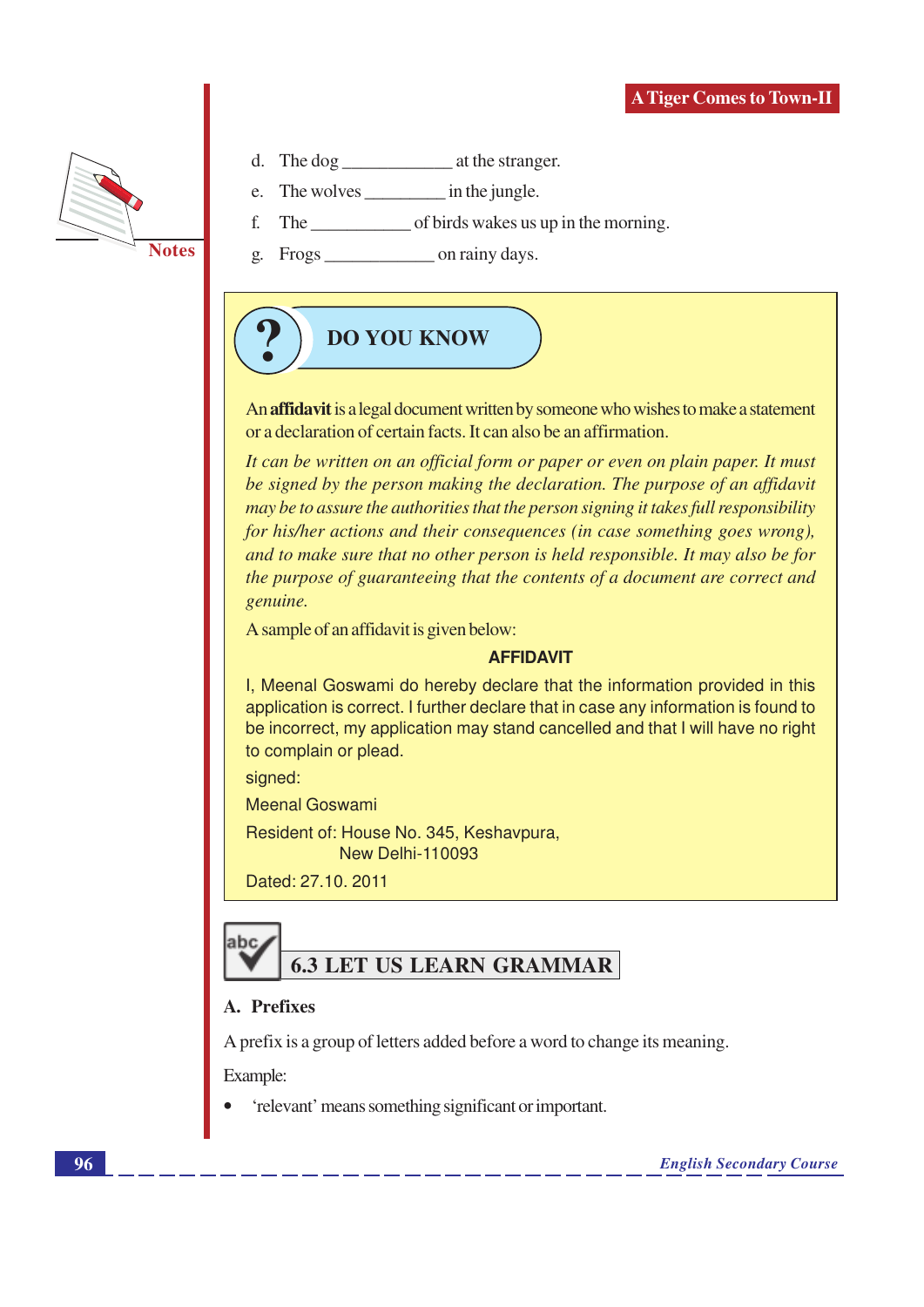d. The dog ____________ at the stranger.

e. The wolves _________ in the jungle.

f. The ___________ of birds wakes us up in the morning.

g. Frogs ____________ on rainy days.

## DO YOU KNOW

An **affidavit** is a legal document written by someone who wishes to make a statement or a declaration of certain facts. It can also be an affirmation.

*It can be written on an official form or paper or even on plain paper. It must be signed by the person making the declaration. The purpose of an affidavit may be to assure the authorities that the person signing it takes full responsibility for his/her actions and their consequences (in case something goes wrong), and to make sure that no other person is held responsible. It may also be for the purpose of guaranteeing that the contents of a document are correct and genuine.*

A sample of an affidavit is given below:

**AFFIDAVIT**

I, Meenal Goswami do hereby declare that the information provided in this application is correct. I further declare that in case any information is found to be incorrect, my application may stand cancelled and that I will have no right to complain or plead.

signed:

Meenal Goswami

Resident of: House No. 345, Keshavpura,
New Delhi-110093

Dated: 27.10. 2011

## 6.3 LET US LEARN GRAMMAR

### A. Prefixes

A prefix is a group of letters added before a word to change its meaning.

Example:

- 'relevant' means something significant or important.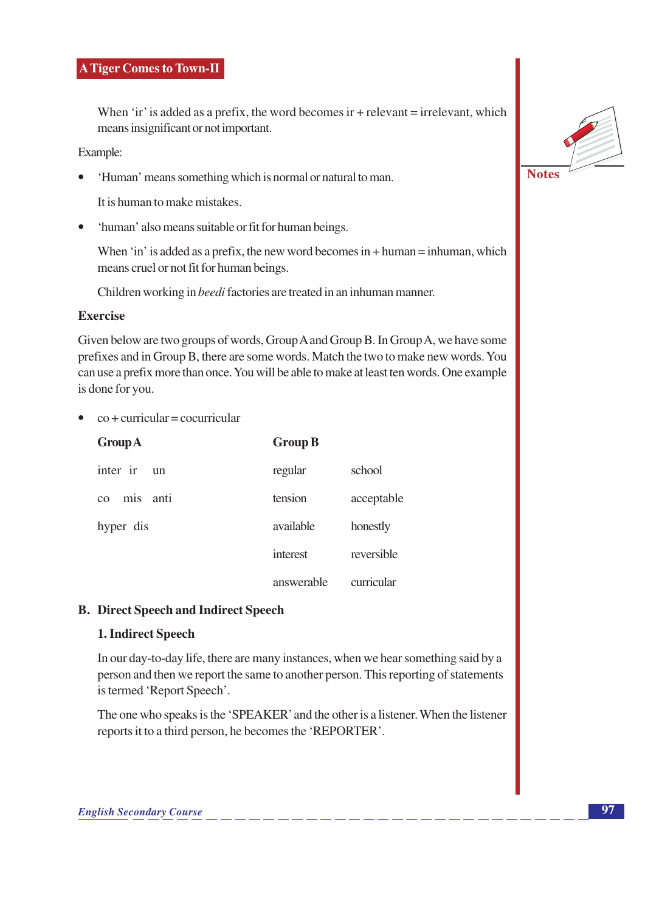When 'ir' is added as a prefix, the word becomes ir + relevant = irrelevant, which means insignificant or not important.

Example:

- 'Human' means something which is normal or natural to man.

  It is human to make mistakes.

- 'human' also means suitable or fit for human beings.

  When 'in' is added as a prefix, the new word becomes in + human = inhuman, which means cruel or not fit for human beings.

  Children working in *beedi* factories are treated in an inhuman manner.

**Exercise**

Given below are two groups of words, Group A and Group B. In Group A, we have some prefixes and in Group B, there are some words. Match the two to make new words. You can use a prefix more than once. You will be able to make at least ten words. One example is done for you.

- co + curricular = cocurricular

| Group A | Group B | |
|---|---|---|
| inter ir un | regular | school |
| co mis anti | tension | acceptable |
| hyper dis | available | honestly |
| | interest | reversible |
| | answerable | curricular |

## B. Direct Speech and Indirect Speech

### 1. Indirect Speech

In our day-to-day life, there are many instances, when we hear something said by a person and then we report the same to another person. This reporting of statements is termed 'Report Speech'.

The one who speaks is the 'SPEAKER' and the other is a listener. When the listener reports it to a third person, he becomes the 'REPORTER'.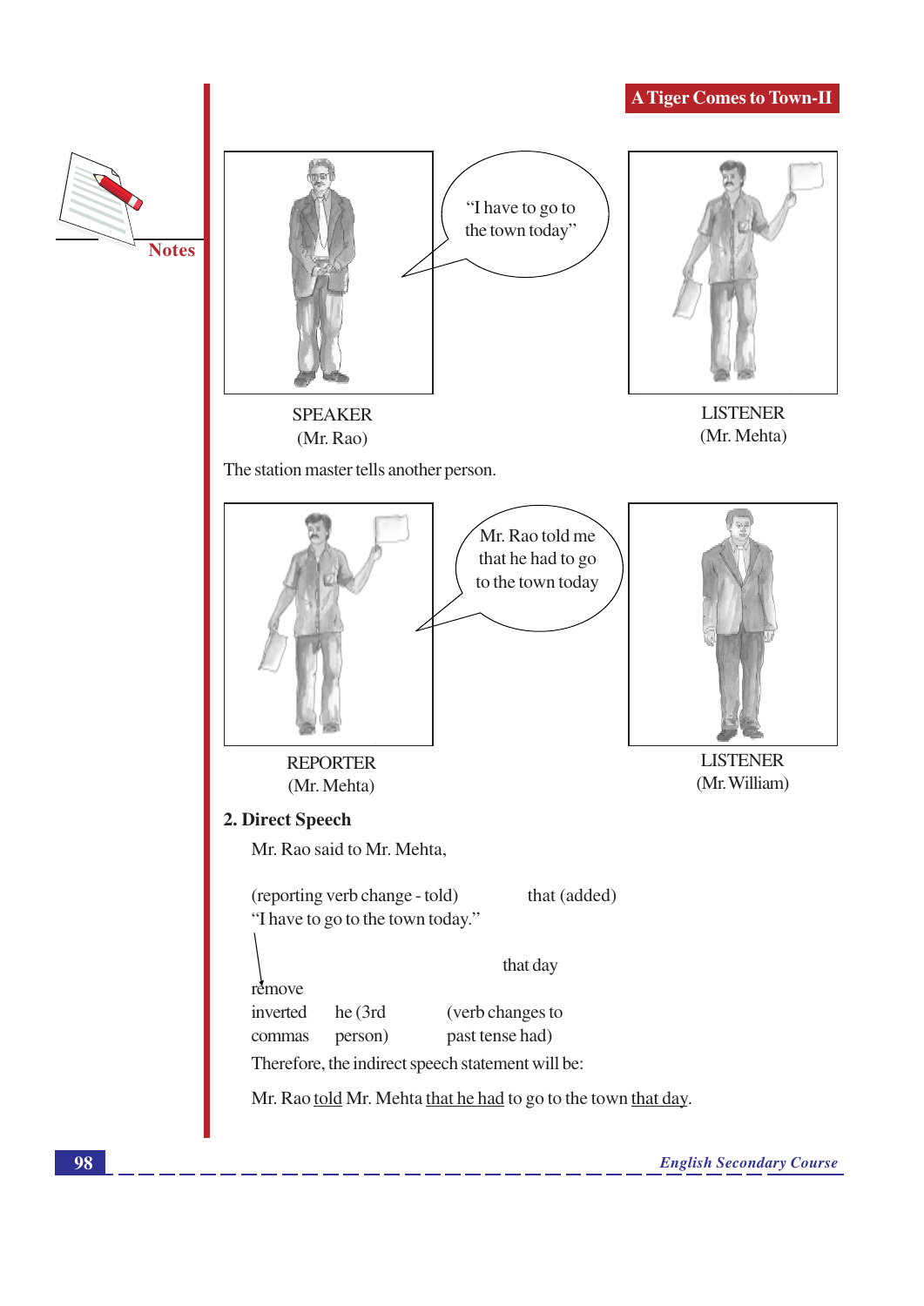"I have to go to the town today"

SPEAKER
(Mr. Rao)

LISTENER
(Mr. Mehta)

The station master tells another person.

Mr. Rao told me that he had to go to the town today

REPORTER
(Mr. Mehta)

LISTENER
(Mr. William)

**2. Direct Speech**

Mr. Rao said to Mr. Mehta,

(reporting verb change - told) that (added)

"I have to go to the town today."

that day

remove inverted commas

he (3rd person)

(verb changes to past tense had)

Therefore, the indirect speech statement will be:

Mr. Rao <u>told</u> Mr. Mehta <u>that he had</u> to go to the town <u>that day</u>.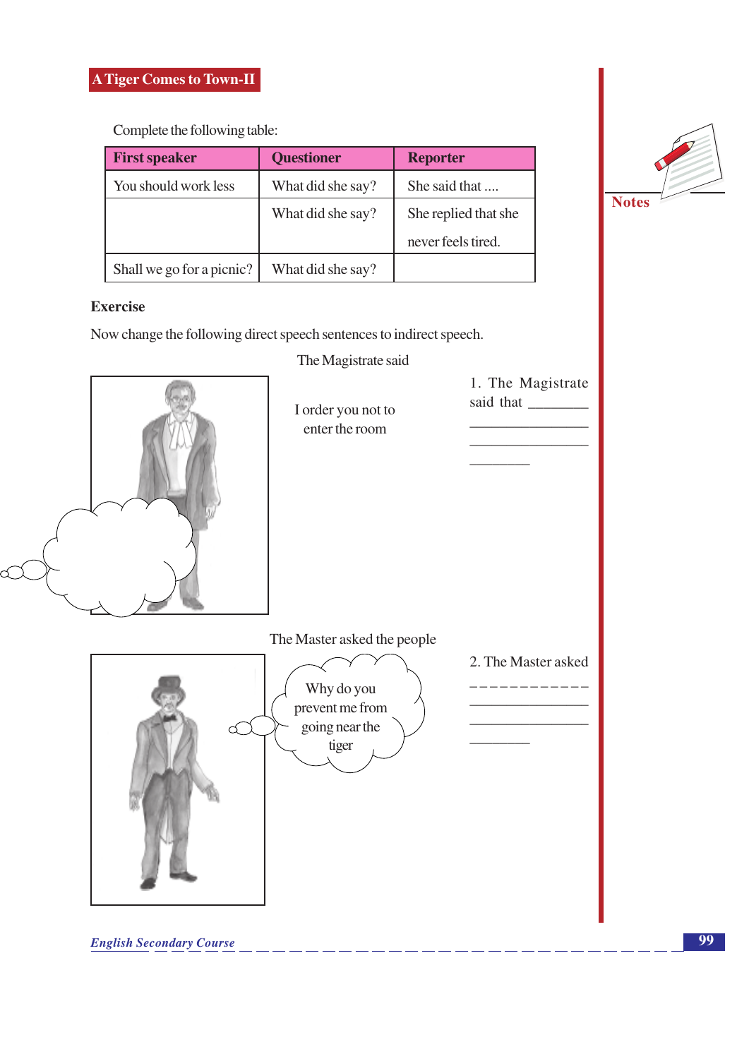## A Tiger Comes to Town-II

Complete the following table:

| First speaker | Questioner | Reporter |
|---|---|---|
| You should work less | What did she say? | She said that .... |
| | What did she say? | She replied that she never feels tired. |
| Shall we go for a picnic? | What did she say? | |

**Exercise**

Now change the following direct speech sentences to indirect speech.

The Magistrate said

I order you not to enter the room

1. The Magistrate said that ________ ________________ ________________ ________

The Master asked the people

Why do you prevent me from going near the tiger

2. The Master asked ____________ ________________ ________________ ________

Notes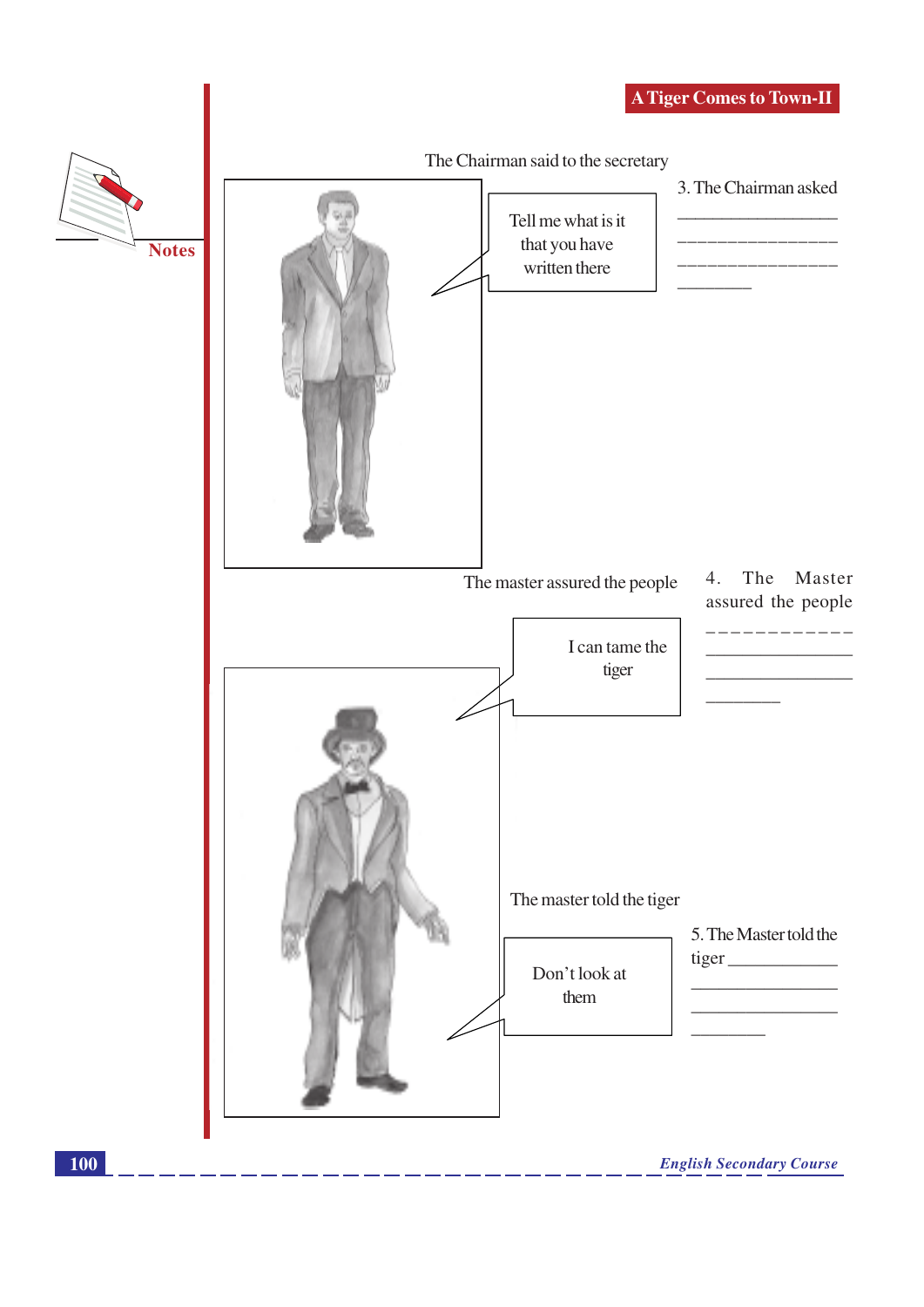The Chairman said to the secretary

Tell me what is it that you have written there

3. The Chairman asked ______________________________________________

The master assured the people

I can tame the tiger

4. The Master assured the people ______________________________________________

The master told the tiger

Don't look at them

5. The Master told the tiger ______________________________________________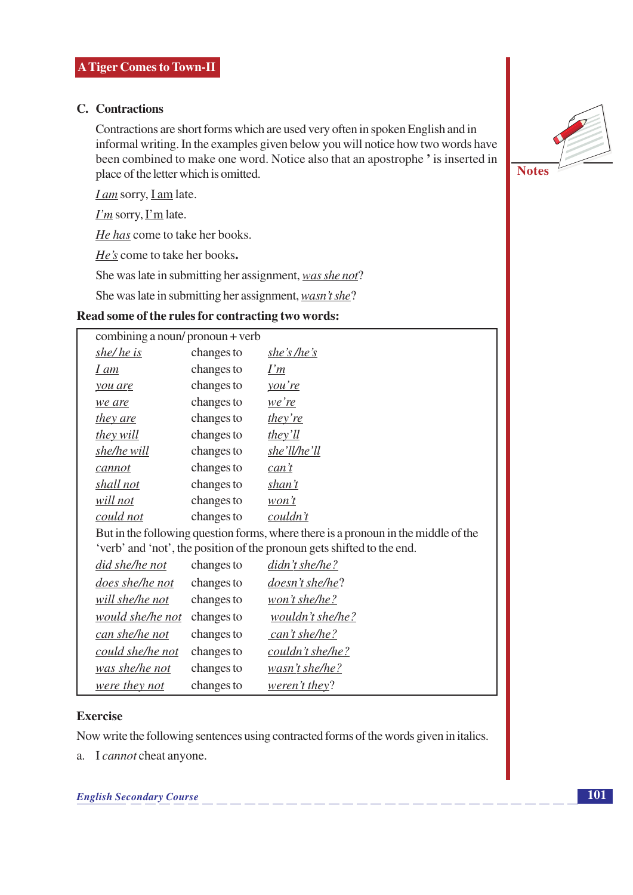## C. Contractions

Contractions are short forms which are used very often in spoken English and in informal writing. In the examples given below you will notice how two words have been combined to make one word. Notice also that an apostrophe ' is inserted in place of the letter which is omitted.

*I am* sorry, I am late.

*I'm* sorry, I'm late.

*He has* come to take her books.

*He's* come to take her books.

She was late in submitting her assignment, *was she not*?

She was late in submitting her assignment, *wasn't she*?

**Read some of the rules for contracting two words:**

| combining a noun/ pronoun + verb | | |
|---|---|---|
| *she/ he is* | changes to | *she's /he's* |
| *I am* | changes to | *I'm* |
| *you are* | changes to | *you're* |
| *we are* | changes to | *we're* |
| *they are* | changes to | *they're* |
| *they will* | changes to | *they'll* |
| *she/he will* | changes to | *she'll/he'll* |
| *cannot* | changes to | *can't* |
| *shall not* | changes to | *shan't* |
| *will not* | changes to | *won't* |
| *could not* | changes to | *couldn't* |
| But in the following question forms, where there is a pronoun in the middle of the 'verb' and 'not', the position of the pronoun gets shifted to the end. | | |
| *did she/he not* | changes to | *didn't she/he?* |
| *does she/he not* | changes to | *doesn't she/he*? |
| *will she/he not* | changes to | *won't she/he?* |
| *would she/he not* | changes to | *wouldn't she/he?* |
| *can she/he not* | changes to | *can't she/he?* |
| *could she/he not* | changes to | *couldn't she/he?* |
| *was she/he not* | changes to | *wasn't she/he?* |
| *were they not* | changes to | *weren't they*? |

### Exercise

Now write the following sentences using contracted forms of the words given in italics.

a. I *cannot* cheat anyone.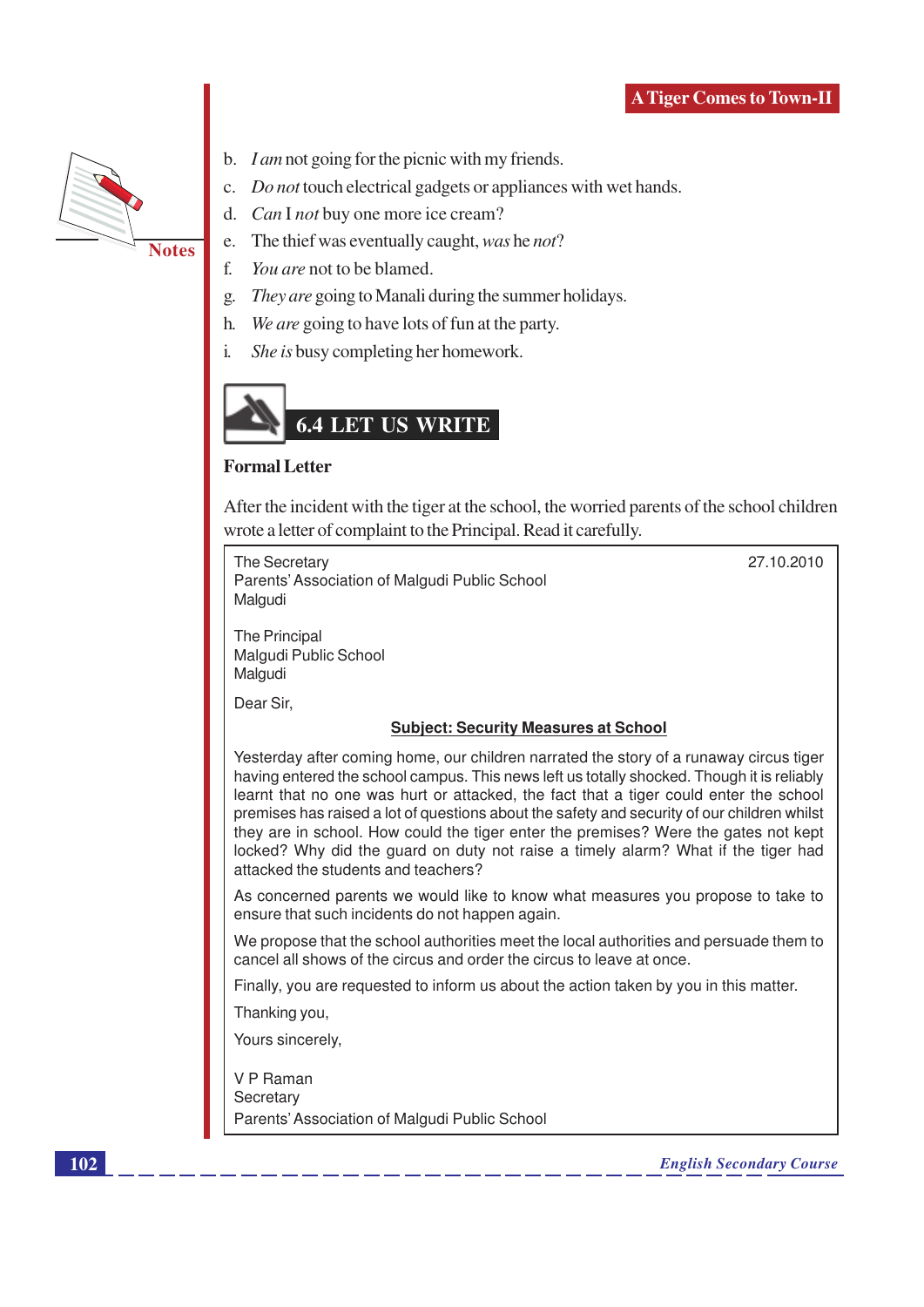b. *I am* not going for the picnic with my friends.

c. *Do not* touch electrical gadgets or appliances with wet hands.

d. *Can* I *not* buy one more ice cream?

e. The thief was eventually caught, *was* he *not*?

f. *You are* not to be blamed.

g. *They are* going to Manali during the summer holidays.

h. *We are* going to have lots of fun at the party.

i. *She is* busy completing her homework.

## 6.4 LET US WRITE

**Formal Letter**

After the incident with the tiger at the school, the worried parents of the school children wrote a letter of complaint to the Principal. Read it carefully.

The Secretary
Parents' Association of Malgudi Public School
Malgudi

27.10.2010

The Principal
Malgudi Public School
Malgudi

Dear Sir,

**Subject: Security Measures at School**

Yesterday after coming home, our children narrated the story of a runaway circus tiger having entered the school campus. This news left us totally shocked. Though it is reliably learnt that no one was hurt or attacked, the fact that a tiger could enter the school premises has raised a lot of questions about the safety and security of our children whilst they are in school. How could the tiger enter the premises? Were the gates not kept locked? Why did the guard on duty not raise a timely alarm? What if the tiger had attacked the students and teachers?

As concerned parents we would like to know what measures you propose to take to ensure that such incidents do not happen again.

We propose that the school authorities meet the local authorities and persuade them to cancel all shows of the circus and order the circus to leave at once.

Finally, you are requested to inform us about the action taken by you in this matter.

Thanking you,

Yours sincerely,

V P Raman
Secretary
Parents' Association of Malgudi Public School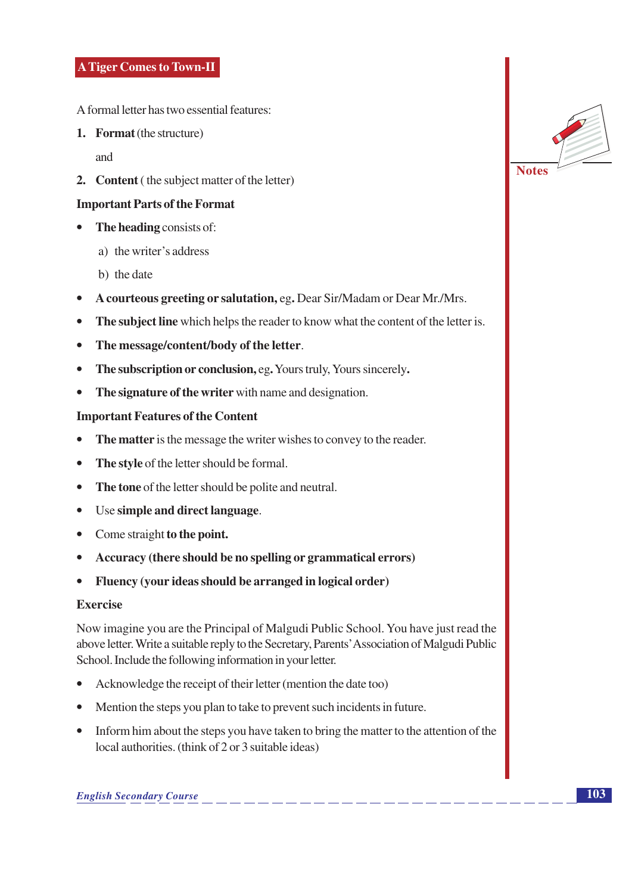A formal letter has two essential features:

1. **Format** (the structure)

   and

2. **Content** ( the subject matter of the letter)

**Important Parts of the Format**

- **The heading** consists of:
  - a) the writer's address
  - b) the date
- **A courteous greeting or salutation,** eg. Dear Sir/Madam or Dear Mr./Mrs.
- **The subject line** which helps the reader to know what the content of the letter is.
- **The message/content/body of the letter**.
- **The subscription or conclusion,** eg**.** Yours truly, Yours sincerely**.**
- **The signature of the writer** with name and designation.

**Important Features of the Content**

- **The matter** is the message the writer wishes to convey to the reader.
- **The style** of the letter should be formal.
- **The tone** of the letter should be polite and neutral.
- Use **simple and direct language**.
- Come straight **to the point.**
- **Accuracy (there should be no spelling or grammatical errors)**
- **Fluency (your ideas should be arranged in logical order)**

**Exercise**

Now imagine you are the Principal of Malgudi Public School. You have just read the above letter. Write a suitable reply to the Secretary, Parents' Association of Malgudi Public School. Include the following information in your letter.

- Acknowledge the receipt of their letter (mention the date too)
- Mention the steps you plan to take to prevent such incidents in future.
- Inform him about the steps you have taken to bring the matter to the attention of the local authorities. (think of 2 or 3 suitable ideas)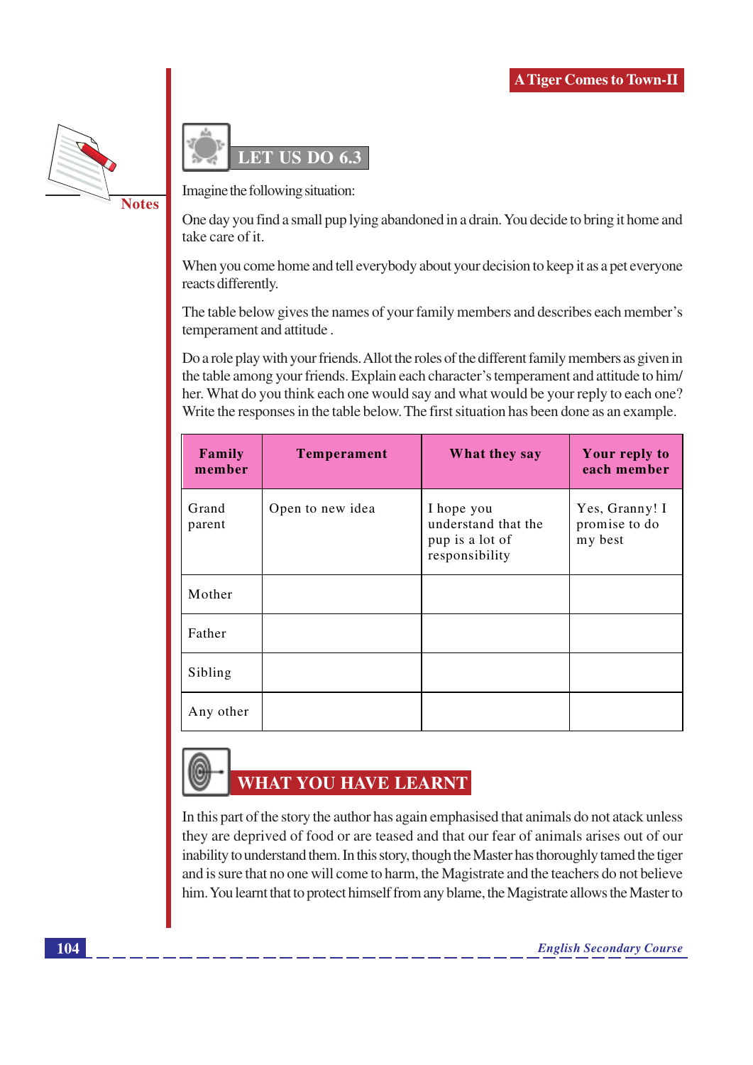## LET US DO 6.3

Imagine the following situation:

One day you find a small pup lying abandoned in a drain. You decide to bring it home and take care of it.

When you come home and tell everybody about your decision to keep it as a pet everyone reacts differently.

The table below gives the names of your family members and describes each member's temperament and attitude .

Do a role play with your friends. Allot the roles of the different family members as given in the table among your friends. Explain each character's temperament and attitude to him/her. What do you think each one would say and what would be your reply to each one? Write the responses in the table below. The first situation has been done as an example.

| Family member | Temperament | What they say | Your reply to each member |
|---|---|---|---|
| Grand parent | Open to new idea | I hope you understand that the pup is a lot of responsibility | Yes, Granny! I promise to do my best |
| Mother | | | |
| Father | | | |
| Sibling | | | |
| Any other | | | |

## WHAT YOU HAVE LEARNT

In this part of the story the author has again emphasised that animals do not atack unless they are deprived of food or are teased and that our fear of animals arises out of our inability to understand them. In this story, though the Master has thoroughly tamed the tiger and is sure that no one will come to harm, the Magistrate and the teachers do not believe him. You learnt that to protect himself from any blame, the Magistrate allows the Master to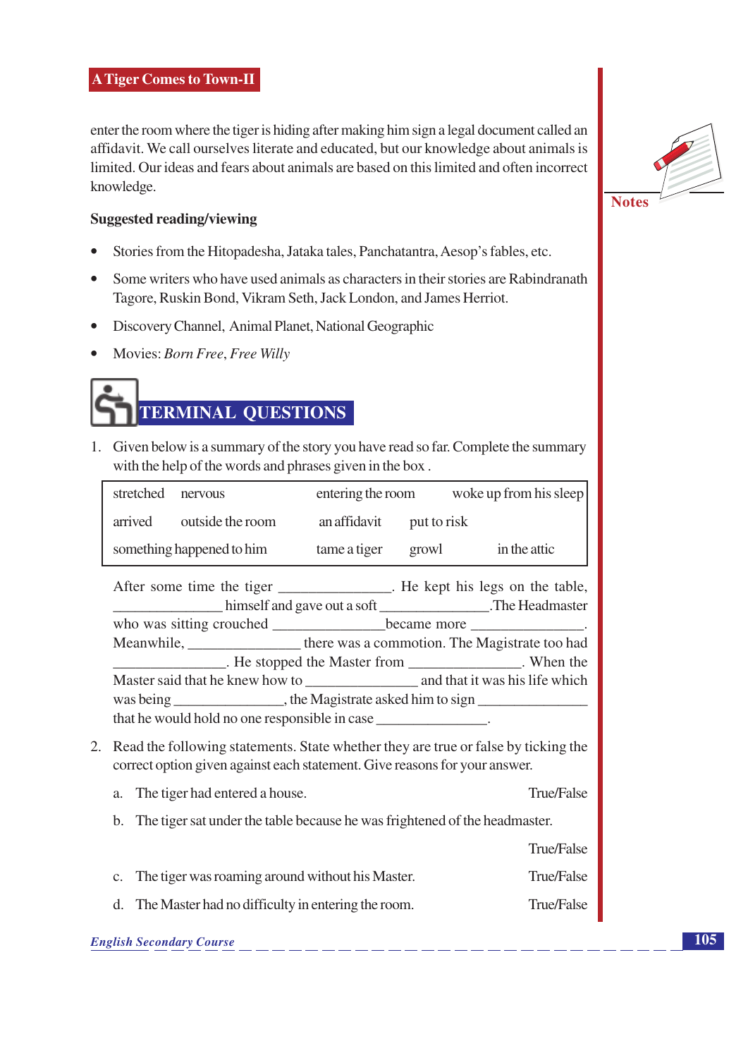enter the room where the tiger is hiding after making him sign a legal document called an affidavit. We call ourselves literate and educated, but our knowledge about animals is limited. Our ideas and fears about animals are based on this limited and often incorrect knowledge.

**Suggested reading/viewing**

- Stories from the Hitopadesha, Jataka tales, Panchatantra, Aesop's fables, etc.
- Some writers who have used animals as characters in their stories are Rabindranath Tagore, Ruskin Bond, Vikram Seth, Jack London, and James Herriot.
- Discovery Channel, Animal Planet, National Geographic
- Movies: *Born Free*, *Free Willy*

## TERMINAL QUESTIONS

1. Given below is a summary of the story you have read so far. Complete the summary with the help of the words and phrases given in the box .

| | | | |
|---|---|---|---|
| stretched | nervous | entering the room | woke up from his sleep |
| arrived | outside the room | an affidavit | put to risk |
| something happened to him | | tame a tiger | growl / in the attic |

After some time the tiger _______________. He kept his legs on the table, _______________ himself and gave out a soft _______________.The Headmaster who was sitting crouched _______________became more _______________. Meanwhile, _______________ there was a commotion. The Magistrate too had _______________. He stopped the Master from _______________. When the Master said that he knew how to _______________ and that it was his life which was being _______________, the Magistrate asked him to sign _______________ that he would hold no one responsible in case _______________.

2. Read the following statements. State whether they are true or false by ticking the correct option given against each statement. Give reasons for your answer.

   a. The tiger had entered a house. True/False

   b. The tiger sat under the table because he was frightened of the headmaster. True/False

   c. The tiger was roaming around without his Master. True/False

   d. The Master had no difficulty in entering the room. True/False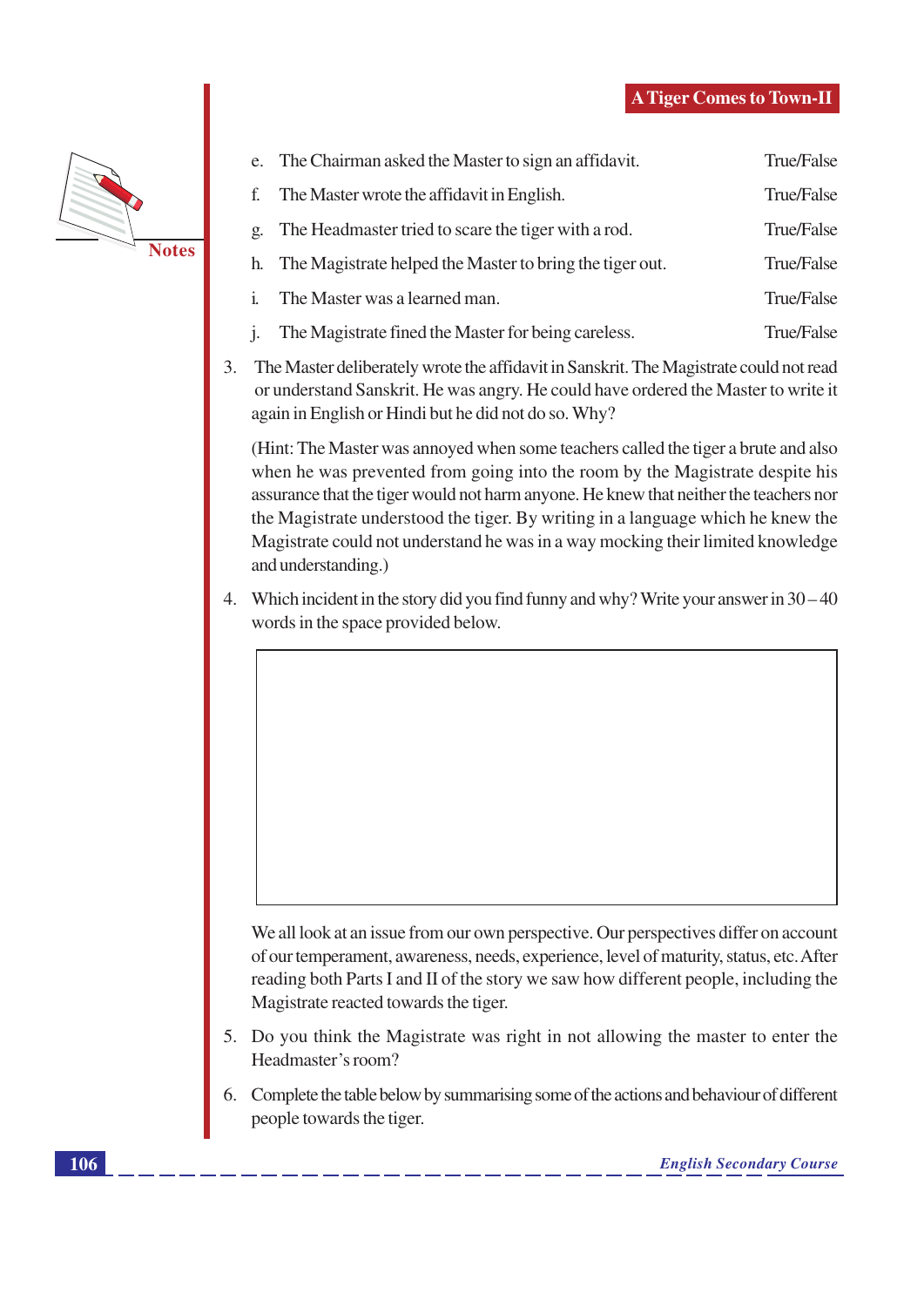e. The Chairman asked the Master to sign an affidavit. True/False

f. The Master wrote the affidavit in English. True/False

g. The Headmaster tried to scare the tiger with a rod. True/False

h. The Magistrate helped the Master to bring the tiger out. True/False

i. The Master was a learned man. True/False

j. The Magistrate fined the Master for being careless. True/False

3. The Master deliberately wrote the affidavit in Sanskrit. The Magistrate could not read or understand Sanskrit. He was angry. He could have ordered the Master to write it again in English or Hindi but he did not do so. Why?

   (Hint: The Master was annoyed when some teachers called the tiger a brute and also when he was prevented from going into the room by the Magistrate despite his assurance that the tiger would not harm anyone. He knew that neither the teachers nor the Magistrate understood the tiger. By writing in a language which he knew the Magistrate could not understand he was in a way mocking their limited knowledge and understanding.)

4. Which incident in the story did you find funny and why? Write your answer in 30 – 40 words in the space provided below.

We all look at an issue from our own perspective. Our perspectives differ on account of our temperament, awareness, needs, experience, level of maturity, status, etc. After reading both Parts I and II of the story we saw how different people, including the Magistrate reacted towards the tiger.

5. Do you think the Magistrate was right in not allowing the master to enter the Headmaster's room?

6. Complete the table below by summarising some of the actions and behaviour of different people towards the tiger.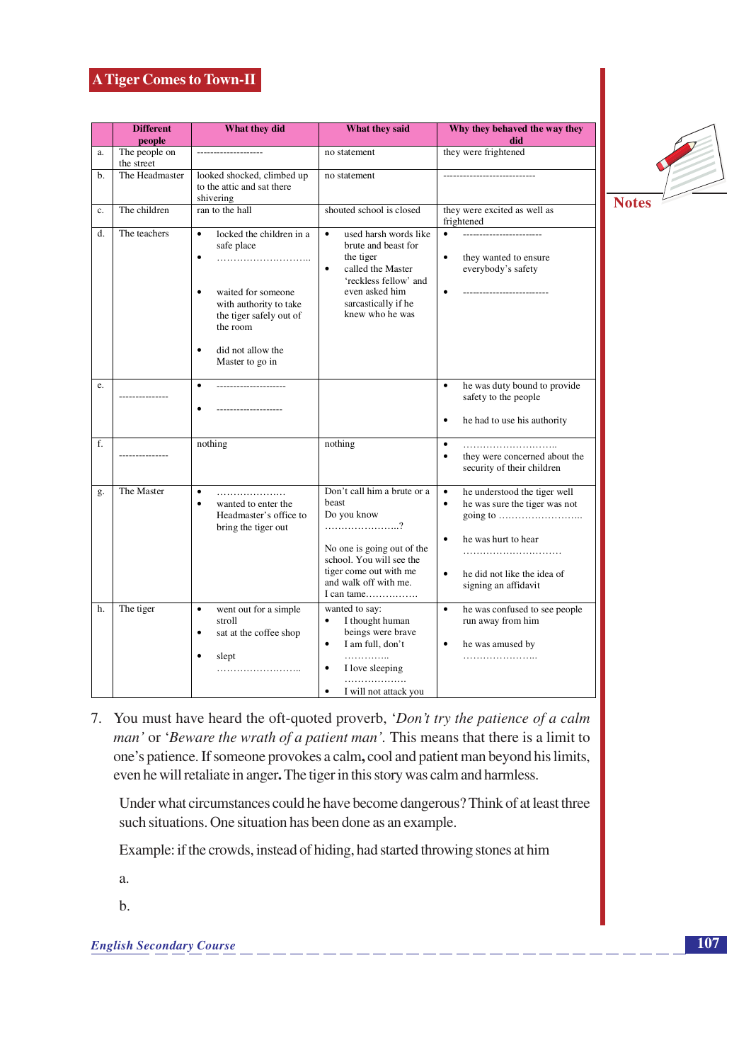| | Different people | What they did | What they said | Why they behaved the way they did |
|---|---|---|---|---|
| a. | The people on the street | ------------------- | no statement | they were frightened |
| b. | The Headmaster | looked shocked, climbed up to the attic and sat there shivering | no statement | --------------------------- |
| c. | The children | ran to the hall | shouted school is closed | they were excited as well as frightened |
| d. | The teachers | • locked the children in a safe place<br>• ............................<br>• waited for someone with authority to take the tiger safely out of the room<br>• did not allow the Master to go in | • used harsh words like brute and beast for the tiger<br>• called the Master 'reckless fellow' and even asked him sarcastically if he knew who he was | • ------------------------<br>• they wanted to ensure everybody's safety<br>• ------------------------- |
| e. | -------------- | • --------------------<br>• ------------------- | | • he was duty bound to provide safety to the people<br>• he had to use his authority |
| f. | -------------- | nothing | nothing | • ...........................<br>• they were concerned about the security of their children |
| g. | The Master | • ....................<br>• wanted to enter the Headmaster's office to bring the tiger out | Don't call him a brute or a beast<br>Do you know .....................?<br>No one is going out of the school. You will see the tiger come out with me and walk off with me.<br>I can tame............... | • he understood the tiger well<br>• he was sure the tiger was not going to .........................<br>• he was hurt to hear ............................<br>• he did not like the idea of signing an affidavit |
| h. | The tiger | • went out for a simple stroll<br>• sat at the coffee shop<br>• slept ........................ | wanted to say:<br>• I thought human beings were brave<br>• I am full, don't ............<br>• I love sleeping .................<br>• I will not attack you | • he was confused to see people run away from him<br>• he was amused by ..................... |

7. You must have heard the oft-quoted proverb, '*Don't try the patience of a calm man*' or '*Beware the wrath of a patient man*'. This means that there is a limit to one's patience. If someone provokes a calm, cool and patient man beyond his limits, even he will retaliate in anger**.** The tiger in this story was calm and harmless.

   Under what circumstances could he have become dangerous? Think of at least three such situations. One situation has been done as an example.

   Example: if the crowds, instead of hiding, had started throwing stones at him

   a.

   b.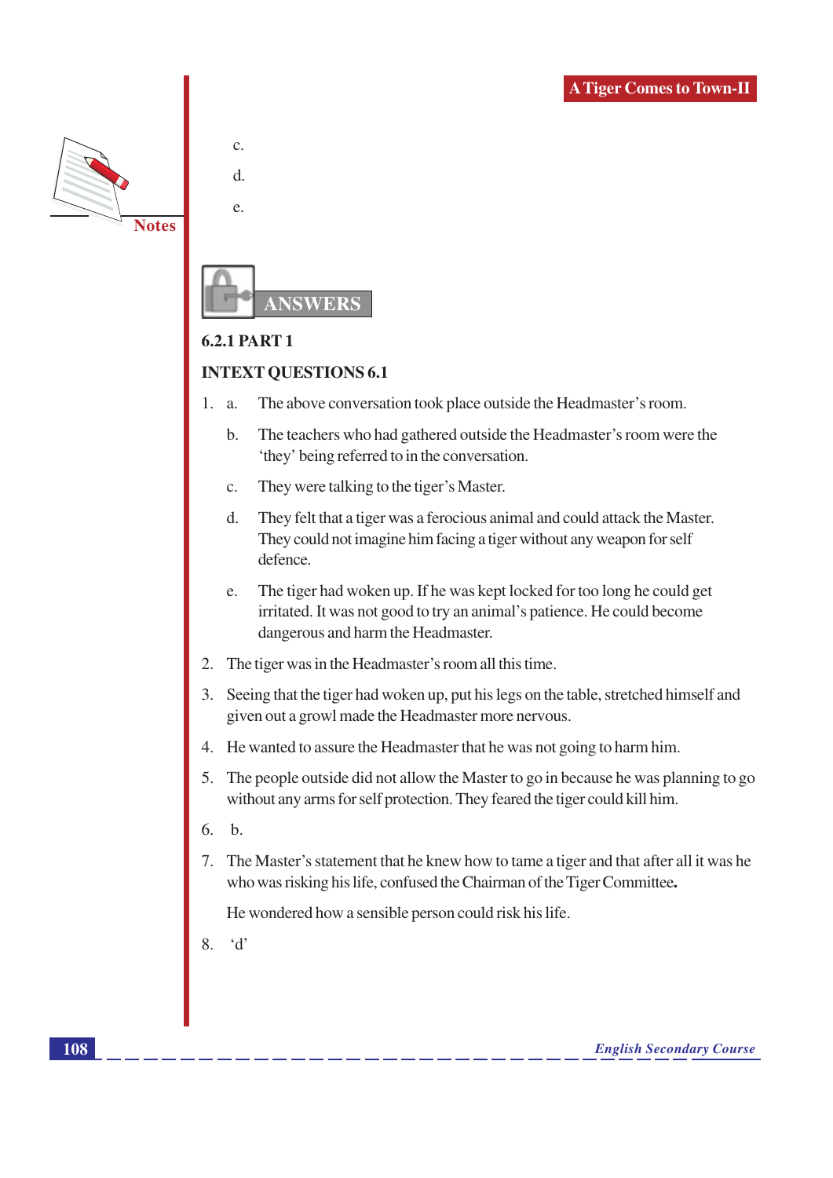c.

d.

e.

## ANSWERS

### 6.2.1 PART 1

### INTEXT QUESTIONS 6.1

1. a. The above conversation took place outside the Headmaster's room.

   b. The teachers who had gathered outside the Headmaster's room were the 'they' being referred to in the conversation.

   c. They were talking to the tiger's Master.

   d. They felt that a tiger was a ferocious animal and could attack the Master. They could not imagine him facing a tiger without any weapon for self defence.

   e. The tiger had woken up. If he was kept locked for too long he could get irritated. It was not good to try an animal's patience. He could become dangerous and harm the Headmaster.

2. The tiger was in the Headmaster's room all this time.

3. Seeing that the tiger had woken up, put his legs on the table, stretched himself and given out a growl made the Headmaster more nervous.

4. He wanted to assure the Headmaster that he was not going to harm him.

5. The people outside did not allow the Master to go in because he was planning to go without any arms for self protection. They feared the tiger could kill him.

6. b.

7. The Master's statement that he knew how to tame a tiger and that after all it was he who was risking his life, confused the Chairman of the Tiger Committee**.**

   He wondered how a sensible person could risk his life.

8. 'd'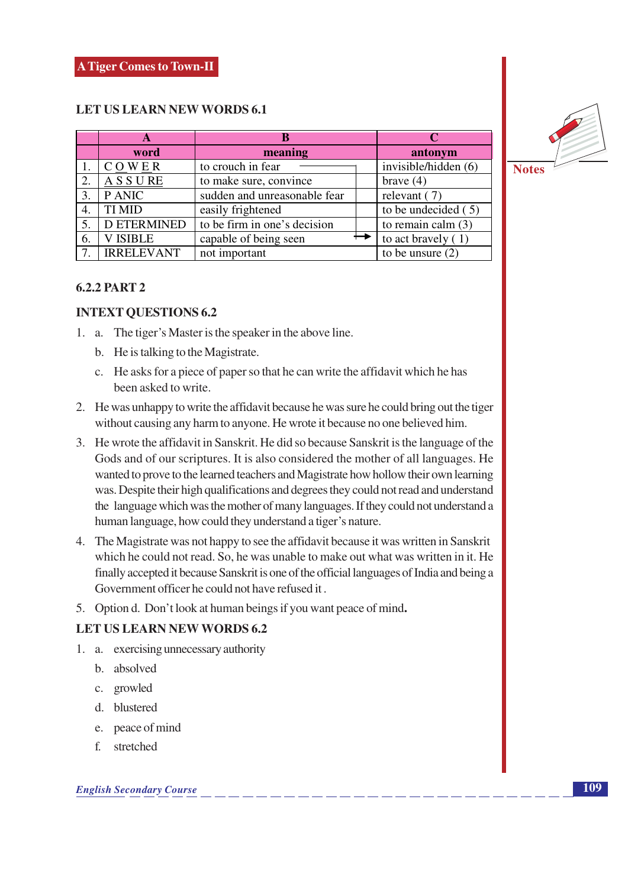A Tiger Comes to Town-II

### LET US LEARN NEW WORDS 6.1

| | A | B | C |
|---|---|---|---|
| | word | meaning | antonym |
| 1. | C O W E R | to crouch in fear | invisible/hidden (6) |
| 2. | A S S U RE | to make sure, convince | brave (4) |
| 3. | P ANIC | sudden and unreasonable fear | relevant ( 7) |
| 4. | TI MID | easily frightened | to be undecided ( 5) |
| 5. | D ETERMINED | to be firm in one's decision | to remain calm (3) |
| 6. | V ISIBLE | capable of being seen | to act bravely ( 1) |
| 7. | IRRELEVANT | not important | to be unsure (2) |

### 6.2.2 PART 2

### INTEXT QUESTIONS 6.2

1. a. The tiger's Master is the speaker in the above line.

   b. He is talking to the Magistrate.

   c. He asks for a piece of paper so that he can write the affidavit which he has been asked to write.

2. He was unhappy to write the affidavit because he was sure he could bring out the tiger without causing any harm to anyone. He wrote it because no one believed him.

3. He wrote the affidavit in Sanskrit. He did so because Sanskrit is the language of the Gods and of our scriptures. It is also considered the mother of all languages. He wanted to prove to the learned teachers and Magistrate how hollow their own learning was. Despite their high qualifications and degrees they could not read and understand the language which was the mother of many languages. If they could not understand a human language, how could they understand a tiger's nature.

4. The Magistrate was not happy to see the affidavit because it was written in Sanskrit which he could not read. So, he was unable to make out what was written in it. He finally accepted it because Sanskrit is one of the official languages of India and being a Government officer he could not have refused it .

5. Option d. Don't look at human beings if you want peace of mind**.**

### LET US LEARN NEW WORDS 6.2

1. a. exercising unnecessary authority

   b. absolved

   c. growled

   d. blustered

   e. peace of mind

   f. stretched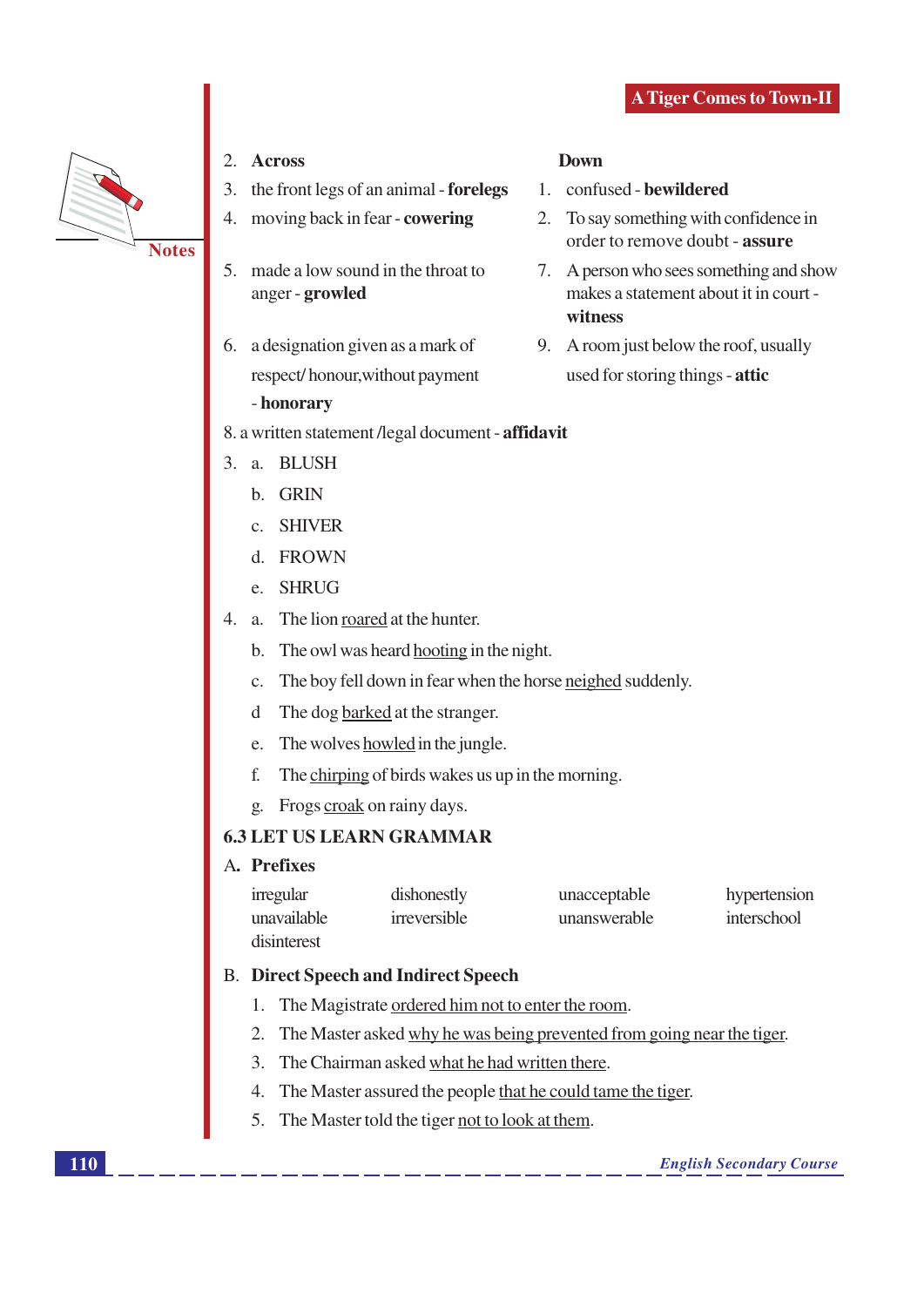2. **Across**

3. the front legs of an animal - **forelegs**
4. moving back in fear - **cowering**
5. made a low sound in the throat to anger - **growled**
6. a designation given as a mark of respect/ honour,without payment - **honorary**

8. a written statement /legal document - **affidavit**

**Down**

1. confused - **bewildered**
2. To say something with confidence in order to remove doubt - **assure**
7. A person who sees something and show makes a statement about it in court - **witness**
9. A room just below the roof, usually used for storing things - **attic**

3. a. BLUSH
   b. GRIN
   c. SHIVER
   d. FROWN
   e. SHRUG

4. a. The lion <u>roared</u> at the hunter.
   b. The owl was heard <u>hooting</u> in the night.
   c. The boy fell down in fear when the horse <u>neighed</u> suddenly.
   d The dog <u>barked</u> at the stranger.
   e. The wolves <u>howled</u> in the jungle.
   f. The <u>chirping</u> of birds wakes us up in the morning.
   g. Frogs <u>croak</u> on rainy days.

## 6.3 LET US LEARN GRAMMAR

A. **Prefixes**

| | | | |
|---|---|---|---|
| irregular | dishonestly | unacceptable | hypertension |
| unavailable | irreversible | unanswerable | interschool |
| disinterest | | | |

B. **Direct Speech and Indirect Speech**

1. The Magistrate <u>ordered him not to enter the room</u>.
2. The Master asked <u>why he was being prevented from going near the tiger</u>.
3. The Chairman asked <u>what he had written there</u>.
4. The Master assured the people <u>that he could tame the tiger</u>.
5. The Master told the tiger <u>not to look at them</u>.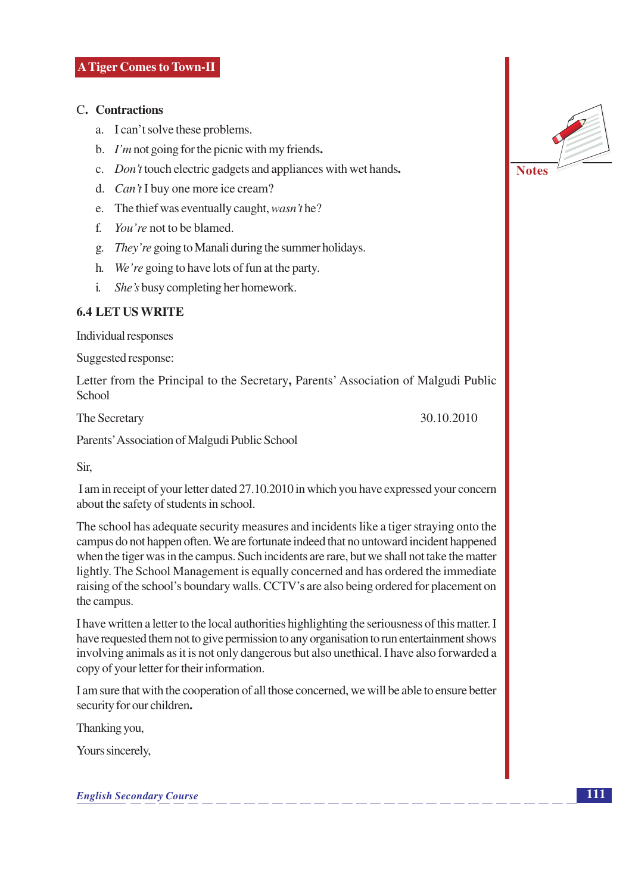## C. Contractions

a. I can't solve these problems.

b. *I'm* not going for the picnic with my friends.

c. *Don't* touch electric gadgets and appliances with wet hands.

d. *Can't* I buy one more ice cream?

e. The thief was eventually caught, *wasn't* he?

f. *You're* not to be blamed.

g. *They're* going to Manali during the summer holidays.

h. *We're* going to have lots of fun at the party.

i. *She's* busy completing her homework.

## 6.4 LET US WRITE

Individual responses

Suggested response:

Letter from the Principal to the Secretary, Parents' Association of Malgudi Public School

The Secretary 30.10.2010

Parents' Association of Malgudi Public School

Sir,

I am in receipt of your letter dated 27.10.2010 in which you have expressed your concern about the safety of students in school.

The school has adequate security measures and incidents like a tiger straying onto the campus do not happen often. We are fortunate indeed that no untoward incident happened when the tiger was in the campus. Such incidents are rare, but we shall not take the matter lightly. The School Management is equally concerned and has ordered the immediate raising of the school's boundary walls. CCTV's are also being ordered for placement on the campus.

I have written a letter to the local authorities highlighting the seriousness of this matter. I have requested them not to give permission to any organisation to run entertainment shows involving animals as it is not only dangerous but also unethical. I have also forwarded a copy of your letter for their information.

I am sure that with the cooperation of all those concerned, we will be able to ensure better security for our children.

Thanking you,

Yours sincerely,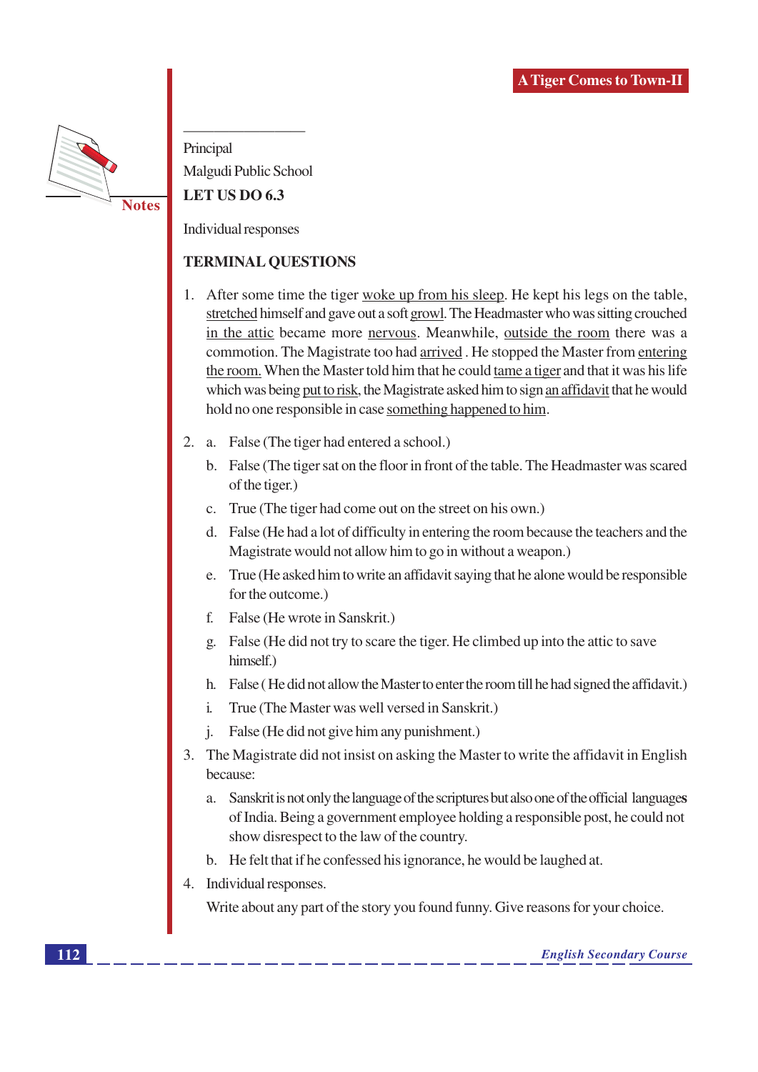_________________

Principal

Malgudi Public School

**LET US DO 6.3**

Individual responses

**TERMINAL QUESTIONS**

1. After some time the tiger woke up from his sleep. He kept his legs on the table, stretched himself and gave out a soft growl. The Headmaster who was sitting crouched in the attic became more nervous. Meanwhile, outside the room there was a commotion. The Magistrate too had arrived . He stopped the Master from entering the room. When the Master told him that he could tame a tiger and that it was his life which was being put to risk, the Magistrate asked him to sign an affidavit that he would hold no one responsible in case something happened to him.

2. a. False (The tiger had entered a school.)

   b. False (The tiger sat on the floor in front of the table. The Headmaster was scared of the tiger.)

   c. True (The tiger had come out on the street on his own.)

   d. False (He had a lot of difficulty in entering the room because the teachers and the Magistrate would not allow him to go in without a weapon.)

   e. True (He asked him to write an affidavit saying that he alone would be responsible for the outcome.)

   f. False (He wrote in Sanskrit.)

   g. False (He did not try to scare the tiger. He climbed up into the attic to save himself.)

   h. False ( He did not allow the Master to enter the room till he had signed the affidavit.)

   i. True (The Master was well versed in Sanskrit.)

   j. False (He did not give him any punishment.)

3. The Magistrate did not insist on asking the Master to write the affidavit in English because:

   a. Sanskrit is not only the language of the scriptures but also one of the official languages of India. Being a government employee holding a responsible post, he could not show disrespect to the law of the country.

   b. He felt that if he confessed his ignorance, he would be laughed at.

4. Individual responses.

   Write about any part of the story you found funny. Give reasons for your choice.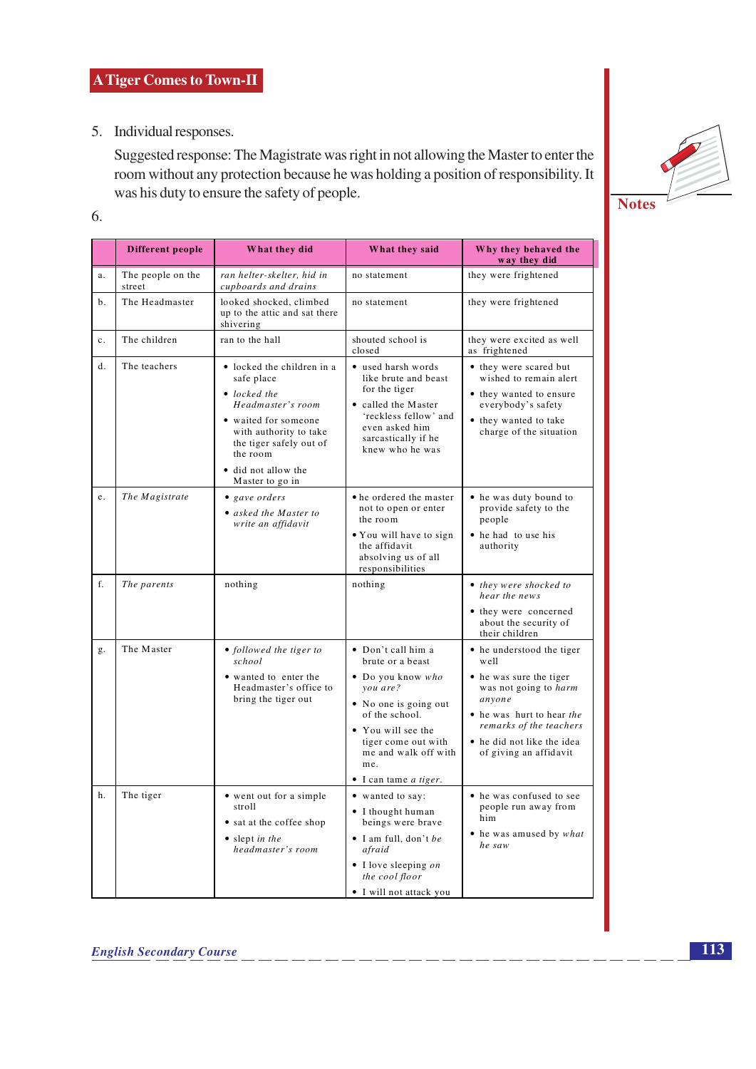5. Individual responses.

Suggested response: The Magistrate was right in not allowing the Master to enter the room without any protection because he was holding a position of responsibility. It was his duty to ensure the safety of people.

6.

| | Different people | What they did | What they said | Why they behaved the way they did |
|---|---|---|---|---|
| a. | The people on the street | *ran helter-skelter, hid in cupboards and drains* | no statement | they were frightened |
| b. | The Headmaster | looked shocked, climbed up to the attic and sat there shivering | no statement | they were frightened |
| c. | The children | ran to the hall | shouted school is closed | they were excited as well as frightened |
| d. | The teachers | • locked the children in a safe place<br>• *locked the Headmaster's room*<br>• waited for someone with authority to take the tiger safely out of the room<br>• did not allow the Master to go in | • used harsh words like brute and beast for the tiger<br>• called the Master 'reckless fellow' and even asked him sarcastically if he knew who he was | • they were scared but wished to remain alert<br>• they wanted to ensure everybody's safety<br>• they wanted to take charge of the situation |
| e. | *The Magistrate* | • *gave orders*<br>• *asked the Master to write an affidavit* | • he ordered the master not to open or enter the room<br>• You will have to sign the affidavit absolving us of all responsibilities | • he was duty bound to provide safety to the people<br>• he had to use his authority |
| f. | *The parents* | nothing | nothing | • *they were shocked to hear the news*<br>• they were concerned about the security of their children |
| g. | The Master | • *followed the tiger to school*<br>• wanted to enter the Headmaster's office to bring the tiger out | • Don't call him a brute or a beast<br>• Do you know *who you are?*<br>• No one is going out of the school.<br>• You will see the tiger come out with me and walk off with me.<br>• I can tame *a tiger.* | • he understood the tiger well<br>• he was sure the tiger was not going to *harm anyone*<br>• he was hurt to hear *the remarks of the teachers*<br>• he did not like the idea of giving an affidavit |
| h. | The tiger | • went out for a simple stroll<br>• sat at the coffee shop<br>• slept *in the headmaster's room* | • wanted to say:<br>• I thought human beings were brave<br>• I am full, don't *be afraid*<br>• I love sleeping *on the cool floor*<br>• I will not attack you | • he was confused to see people run away from him<br>• he was amused by *what he saw* |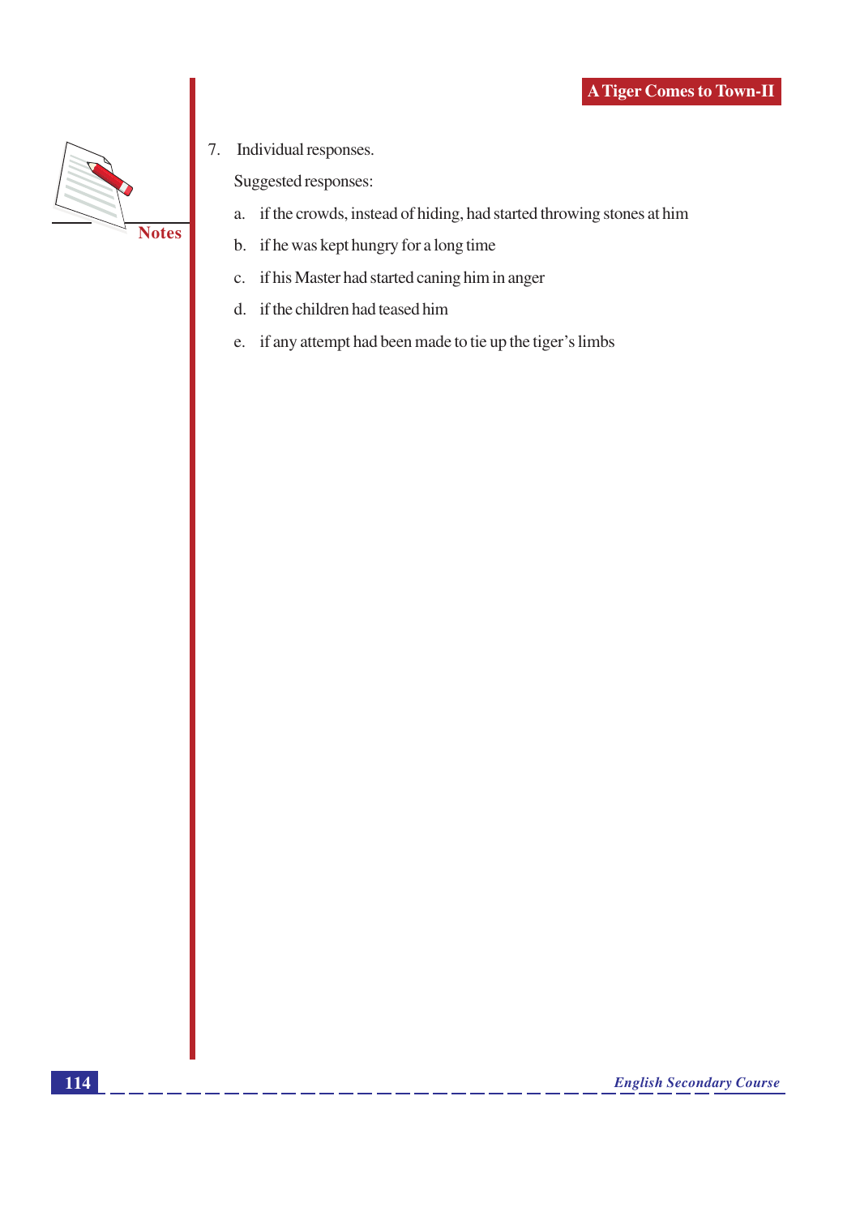7. Individual responses.

   Suggested responses:

   a. if the crowds, instead of hiding, had started throwing stones at him

   b. if he was kept hungry for a long time

   c. if his Master had started caning him in anger

   d. if the children had teased him

   e. if any attempt had been made to tie up the tiger's limbs